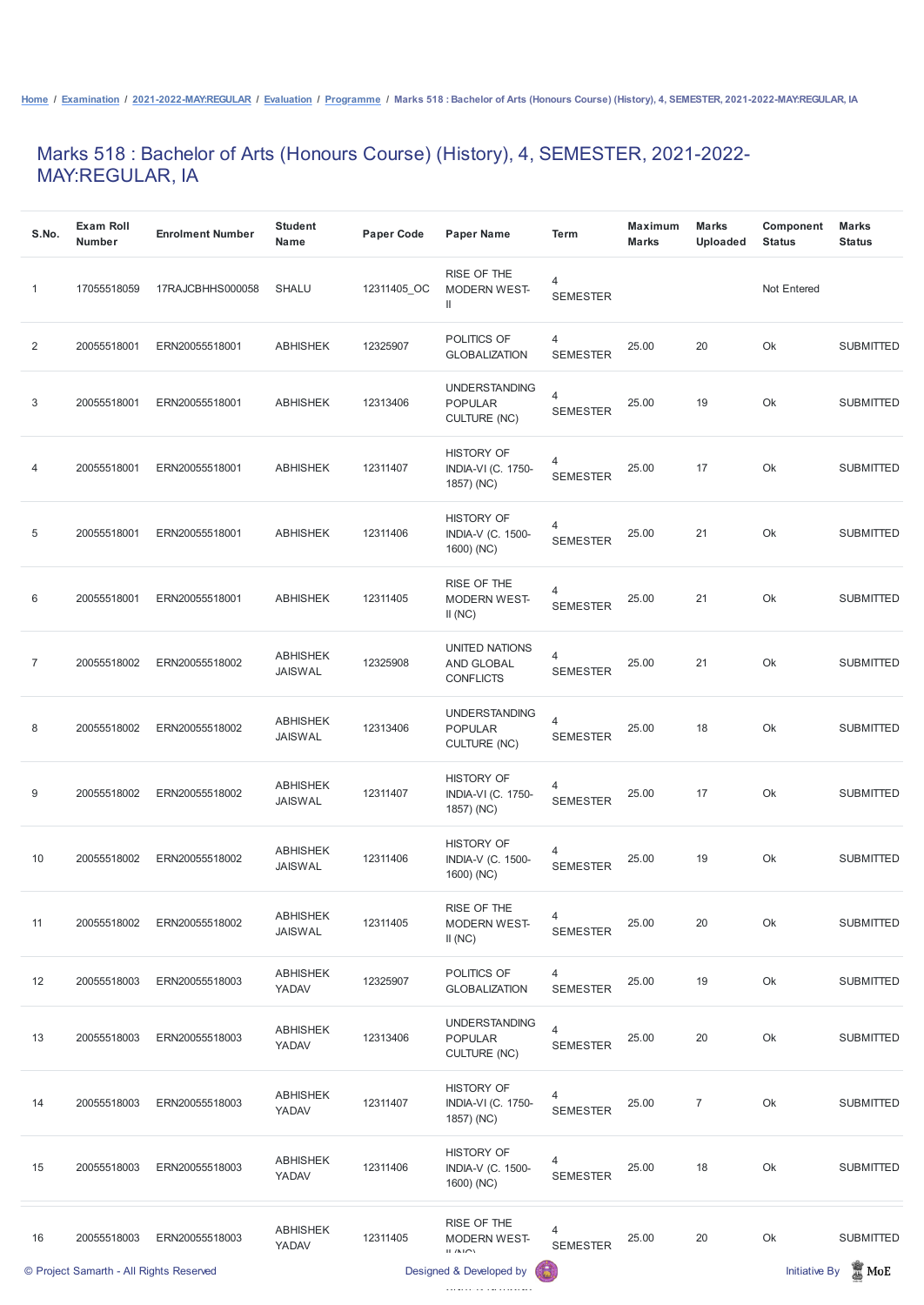Home / Examination / 2021-2022-MAY:REGULAR / Evaluation / Programme / Marks 518 : Bachelor of Arts (Honours Course) (History), 4, SEMESTER, 2021-2022-MAY:REGULAR, IA

# Marks 518 : Bachelor of Arts (Honours Course) (History), 4, SEMESTER, 2021-2022-MAY:REGULAR, IA

| S.No. | Exam Roll Number | Enrolment Number | Student Name | Paper Code | Paper Name | Term | Maximum Marks | Marks Uploaded | Component Status | Marks Status |
|---|---|---|---|---|---|---|---|---|---|---|
| 1 | 17055518059 | 17RAJCBHHS000058 | SHALU | 12311405_OC | RISE OF THE MODERN WEST-II | 4 SEMESTER | | | Not Entered | |
| 2 | 20055518001 | ERN20055518001 | ABHISHEK | 12325907 | POLITICS OF GLOBALIZATION | 4 SEMESTER | 25.00 | 20 | Ok | SUBMITTED |
| 3 | 20055518001 | ERN20055518001 | ABHISHEK | 12313406 | UNDERSTANDING POPULAR CULTURE (NC) | 4 SEMESTER | 25.00 | 19 | Ok | SUBMITTED |
| 4 | 20055518001 | ERN20055518001 | ABHISHEK | 12311407 | HISTORY OF INDIA-VI (C. 1750-1857) (NC) | 4 SEMESTER | 25.00 | 17 | Ok | SUBMITTED |
| 5 | 20055518001 | ERN20055518001 | ABHISHEK | 12311406 | HISTORY OF INDIA-V (C. 1500-1600) (NC) | 4 SEMESTER | 25.00 | 21 | Ok | SUBMITTED |
| 6 | 20055518001 | ERN20055518001 | ABHISHEK | 12311405 | RISE OF THE MODERN WEST-II (NC) | 4 SEMESTER | 25.00 | 21 | Ok | SUBMITTED |
| 7 | 20055518002 | ERN20055518002 | ABHISHEK JAISWAL | 12325908 | UNITED NATIONS AND GLOBAL CONFLICTS | 4 SEMESTER | 25.00 | 21 | Ok | SUBMITTED |
| 8 | 20055518002 | ERN20055518002 | ABHISHEK JAISWAL | 12313406 | UNDERSTANDING POPULAR CULTURE (NC) | 4 SEMESTER | 25.00 | 18 | Ok | SUBMITTED |
| 9 | 20055518002 | ERN20055518002 | ABHISHEK JAISWAL | 12311407 | HISTORY OF INDIA-VI (C. 1750-1857) (NC) | 4 SEMESTER | 25.00 | 17 | Ok | SUBMITTED |
| 10 | 20055518002 | ERN20055518002 | ABHISHEK JAISWAL | 12311406 | HISTORY OF INDIA-V (C. 1500-1600) (NC) | 4 SEMESTER | 25.00 | 19 | Ok | SUBMITTED |
| 11 | 20055518002 | ERN20055518002 | ABHISHEK JAISWAL | 12311405 | RISE OF THE MODERN WEST-II (NC) | 4 SEMESTER | 25.00 | 20 | Ok | SUBMITTED |
| 12 | 20055518003 | ERN20055518003 | ABHISHEK YADAV | 12325907 | POLITICS OF GLOBALIZATION | 4 SEMESTER | 25.00 | 19 | Ok | SUBMITTED |
| 13 | 20055518003 | ERN20055518003 | ABHISHEK YADAV | 12313406 | UNDERSTANDING POPULAR CULTURE (NC) | 4 SEMESTER | 25.00 | 20 | Ok | SUBMITTED |
| 14 | 20055518003 | ERN20055518003 | ABHISHEK YADAV | 12311407 | HISTORY OF INDIA-VI (C. 1750-1857) (NC) | 4 SEMESTER | 25.00 | 7 | Ok | SUBMITTED |
| 15 | 20055518003 | ERN20055518003 | ABHISHEK YADAV | 12311406 | HISTORY OF INDIA-V (C. 1500-1600) (NC) | 4 SEMESTER | 25.00 | 18 | Ok | SUBMITTED |
| 16 | 20055518003 | ERN20055518003 | ABHISHEK YADAV | 12311405 | RISE OF THE MODERN WEST-II (NC) | 4 SEMESTER | 25.00 | 20 | Ok | SUBMITTED |

© Project Samarth - All Rights Reserved | Designed & Developed by | Initiative By MoE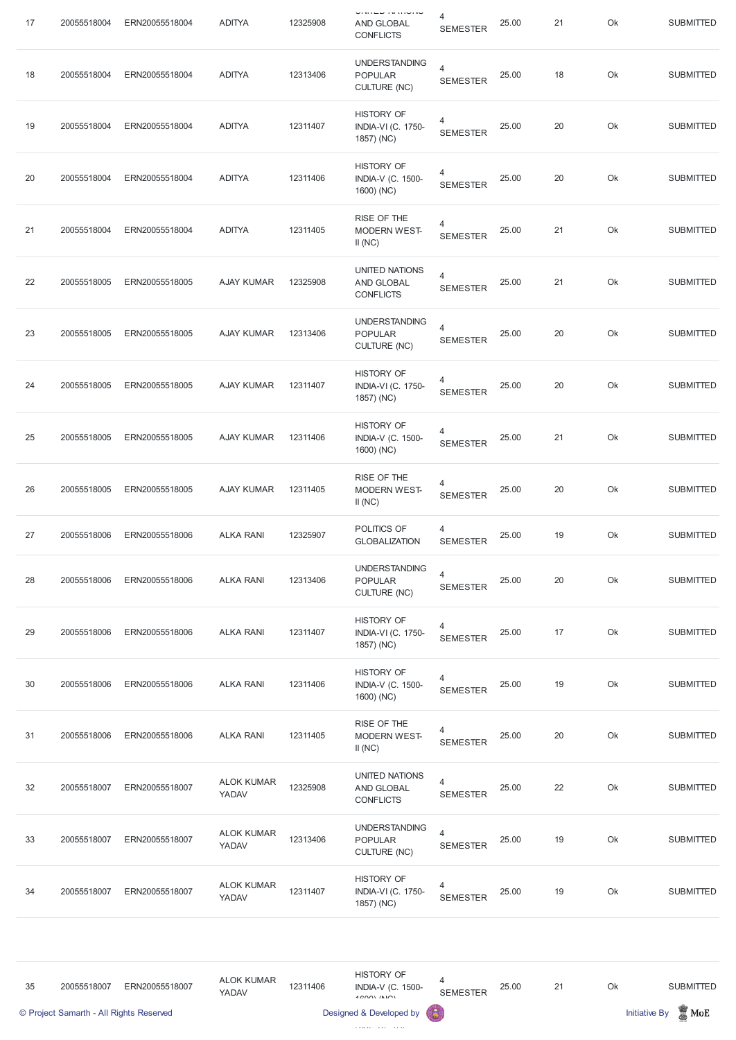| 17 | 20055518004 | ERN20055518004 | ADITYA | 12325908 | UNITED NATIONS AND GLOBAL CONFLICTS | 4 SEMESTER | 25.00 | 21 | Ok | SUBMITTED |
|---|---|---|---|---|---|---|---|---|---|---|
| 18 | 20055518004 | ERN20055518004 | ADITYA | 12313406 | UNDERSTANDING POPULAR CULTURE (NC) | 4 SEMESTER | 25.00 | 18 | Ok | SUBMITTED |
| 19 | 20055518004 | ERN20055518004 | ADITYA | 12311407 | HISTORY OF INDIA-VI (C. 1750-1857) (NC) | 4 SEMESTER | 25.00 | 20 | Ok | SUBMITTED |
| 20 | 20055518004 | ERN20055518004 | ADITYA | 12311406 | HISTORY OF INDIA-V (C. 1500-1600) (NC) | 4 SEMESTER | 25.00 | 20 | Ok | SUBMITTED |
| 21 | 20055518004 | ERN20055518004 | ADITYA | 12311405 | RISE OF THE MODERN WEST-II (NC) | 4 SEMESTER | 25.00 | 21 | Ok | SUBMITTED |
| 22 | 20055518005 | ERN20055518005 | AJAY KUMAR | 12325908 | UNITED NATIONS AND GLOBAL CONFLICTS | 4 SEMESTER | 25.00 | 21 | Ok | SUBMITTED |
| 23 | 20055518005 | ERN20055518005 | AJAY KUMAR | 12313406 | UNDERSTANDING POPULAR CULTURE (NC) | 4 SEMESTER | 25.00 | 20 | Ok | SUBMITTED |
| 24 | 20055518005 | ERN20055518005 | AJAY KUMAR | 12311407 | HISTORY OF INDIA-VI (C. 1750-1857) (NC) | 4 SEMESTER | 25.00 | 20 | Ok | SUBMITTED |
| 25 | 20055518005 | ERN20055518005 | AJAY KUMAR | 12311406 | HISTORY OF INDIA-V (C. 1500-1600) (NC) | 4 SEMESTER | 25.00 | 21 | Ok | SUBMITTED |
| 26 | 20055518005 | ERN20055518005 | AJAY KUMAR | 12311405 | RISE OF THE MODERN WEST-II (NC) | 4 SEMESTER | 25.00 | 20 | Ok | SUBMITTED |
| 27 | 20055518006 | ERN20055518006 | ALKA RANI | 12325907 | POLITICS OF GLOBALIZATION | 4 SEMESTER | 25.00 | 19 | Ok | SUBMITTED |
| 28 | 20055518006 | ERN20055518006 | ALKA RANI | 12313406 | UNDERSTANDING POPULAR CULTURE (NC) | 4 SEMESTER | 25.00 | 20 | Ok | SUBMITTED |
| 29 | 20055518006 | ERN20055518006 | ALKA RANI | 12311407 | HISTORY OF INDIA-VI (C. 1750-1857) (NC) | 4 SEMESTER | 25.00 | 17 | Ok | SUBMITTED |
| 30 | 20055518006 | ERN20055518006 | ALKA RANI | 12311406 | HISTORY OF INDIA-V (C. 1500-1600) (NC) | 4 SEMESTER | 25.00 | 19 | Ok | SUBMITTED |
| 31 | 20055518006 | ERN20055518006 | ALKA RANI | 12311405 | RISE OF THE MODERN WEST-II (NC) | 4 SEMESTER | 25.00 | 20 | Ok | SUBMITTED |
| 32 | 20055518007 | ERN20055518007 | ALOK KUMAR YADAV | 12325908 | UNITED NATIONS AND GLOBAL CONFLICTS | 4 SEMESTER | 25.00 | 22 | Ok | SUBMITTED |
| 33 | 20055518007 | ERN20055518007 | ALOK KUMAR YADAV | 12313406 | UNDERSTANDING POPULAR CULTURE (NC) | 4 SEMESTER | 25.00 | 19 | Ok | SUBMITTED |
| 34 | 20055518007 | ERN20055518007 | ALOK KUMAR YADAV | 12311407 | HISTORY OF INDIA-VI (C. 1750-1857) (NC) | 4 SEMESTER | 25.00 | 19 | Ok | SUBMITTED |
| 35 | 20055518007 | ERN20055518007 | ALOK KUMAR YADAV | 12311406 | HISTORY OF INDIA-V (C. 1500-1600) (NC) | 4 SEMESTER | 25.00 | 21 | Ok | SUBMITTED |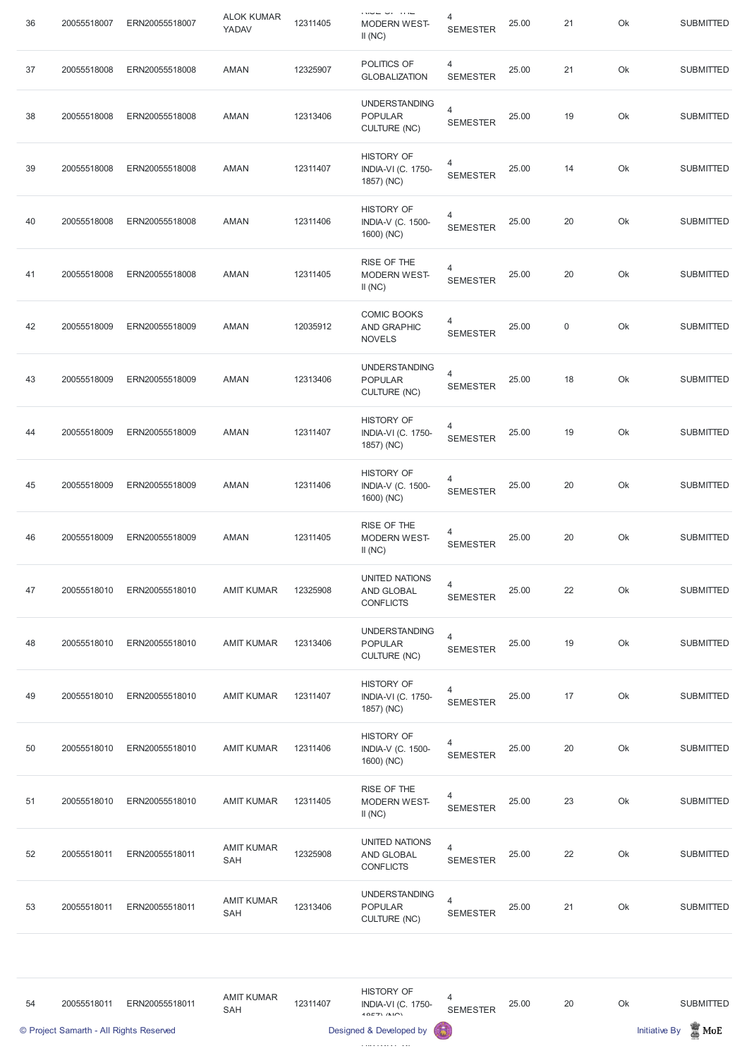| 36 | 20055518007 | ERN20055518007 | ALOK KUMAR YADAV | 12311405 | RISE OF THE MODERN WEST-II (NC) | 4 SEMESTER | 25.00 | 21 | Ok | SUBMITTED |
|---|---|---|---|---|---|---|---|---|---|---|
| 37 | 20055518008 | ERN20055518008 | AMAN | 12325907 | POLITICS OF GLOBALIZATION | 4 SEMESTER | 25.00 | 21 | Ok | SUBMITTED |
| 38 | 20055518008 | ERN20055518008 | AMAN | 12313406 | UNDERSTANDING POPULAR CULTURE (NC) | 4 SEMESTER | 25.00 | 19 | Ok | SUBMITTED |
| 39 | 20055518008 | ERN20055518008 | AMAN | 12311407 | HISTORY OF INDIA-VI (C. 1750-1857) (NC) | 4 SEMESTER | 25.00 | 14 | Ok | SUBMITTED |
| 40 | 20055518008 | ERN20055518008 | AMAN | 12311406 | HISTORY OF INDIA-V (C. 1500-1600) (NC) | 4 SEMESTER | 25.00 | 20 | Ok | SUBMITTED |
| 41 | 20055518008 | ERN20055518008 | AMAN | 12311405 | RISE OF THE MODERN WEST-II (NC) | 4 SEMESTER | 25.00 | 20 | Ok | SUBMITTED |
| 42 | 20055518009 | ERN20055518009 | AMAN | 12035912 | COMIC BOOKS AND GRAPHIC NOVELS | 4 SEMESTER | 25.00 | 0 | Ok | SUBMITTED |
| 43 | 20055518009 | ERN20055518009 | AMAN | 12313406 | UNDERSTANDING POPULAR CULTURE (NC) | 4 SEMESTER | 25.00 | 18 | Ok | SUBMITTED |
| 44 | 20055518009 | ERN20055518009 | AMAN | 12311407 | HISTORY OF INDIA-VI (C. 1750-1857) (NC) | 4 SEMESTER | 25.00 | 19 | Ok | SUBMITTED |
| 45 | 20055518009 | ERN20055518009 | AMAN | 12311406 | HISTORY OF INDIA-V (C. 1500-1600) (NC) | 4 SEMESTER | 25.00 | 20 | Ok | SUBMITTED |
| 46 | 20055518009 | ERN20055518009 | AMAN | 12311405 | RISE OF THE MODERN WEST-II (NC) | 4 SEMESTER | 25.00 | 20 | Ok | SUBMITTED |
| 47 | 20055518010 | ERN20055518010 | AMIT KUMAR | 12325908 | UNITED NATIONS AND GLOBAL CONFLICTS | 4 SEMESTER | 25.00 | 22 | Ok | SUBMITTED |
| 48 | 20055518010 | ERN20055518010 | AMIT KUMAR | 12313406 | UNDERSTANDING POPULAR CULTURE (NC) | 4 SEMESTER | 25.00 | 19 | Ok | SUBMITTED |
| 49 | 20055518010 | ERN20055518010 | AMIT KUMAR | 12311407 | HISTORY OF INDIA-VI (C. 1750-1857) (NC) | 4 SEMESTER | 25.00 | 17 | Ok | SUBMITTED |
| 50 | 20055518010 | ERN20055518010 | AMIT KUMAR | 12311406 | HISTORY OF INDIA-V (C. 1500-1600) (NC) | 4 SEMESTER | 25.00 | 20 | Ok | SUBMITTED |
| 51 | 20055518010 | ERN20055518010 | AMIT KUMAR | 12311405 | RISE OF THE MODERN WEST-II (NC) | 4 SEMESTER | 25.00 | 23 | Ok | SUBMITTED |
| 52 | 20055518011 | ERN20055518011 | AMIT KUMAR SAH | 12325908 | UNITED NATIONS AND GLOBAL CONFLICTS | 4 SEMESTER | 25.00 | 22 | Ok | SUBMITTED |
| 53 | 20055518011 | ERN20055518011 | AMIT KUMAR SAH | 12313406 | UNDERSTANDING POPULAR CULTURE (NC) | 4 SEMESTER | 25.00 | 21 | Ok | SUBMITTED |
| 54 | 20055518011 | ERN20055518011 | AMIT KUMAR SAH | 12311407 | HISTORY OF INDIA-VI (C. 1750-1857) (NC) | 4 SEMESTER | 25.00 | 20 | Ok | SUBMITTED |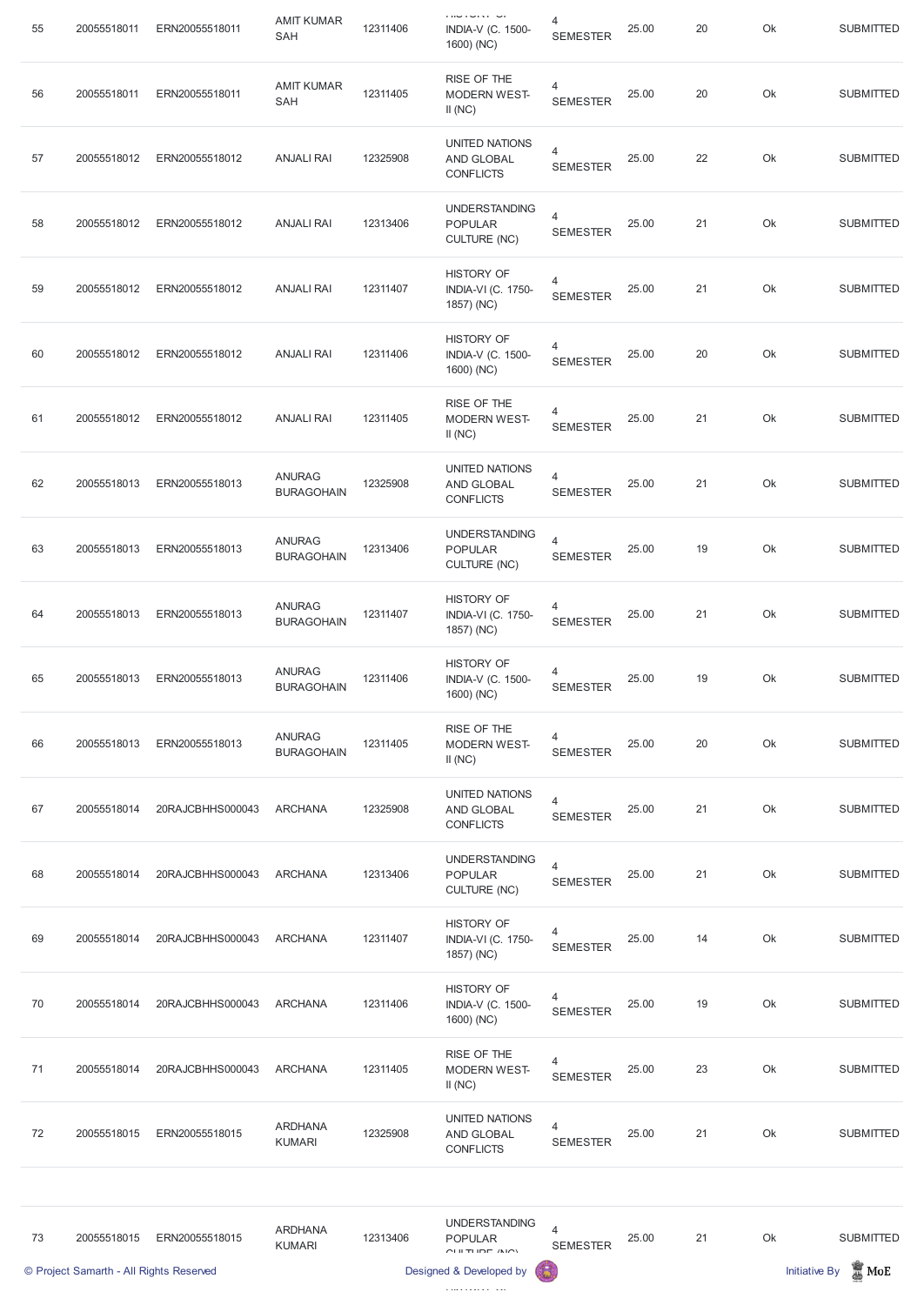| 55 | 20055518011 | ERN20055518011 | AMIT KUMAR SAH | 12311406 | HISTORY OF INDIA-V (C. 1500-1600) (NC) | 4 SEMESTER | 25.00 | 20 | Ok | SUBMITTED |
|---|---|---|---|---|---|---|---|---|---|---|
| 56 | 20055518011 | ERN20055518011 | AMIT KUMAR SAH | 12311405 | RISE OF THE MODERN WEST-II (NC) | 4 SEMESTER | 25.00 | 20 | Ok | SUBMITTED |
| 57 | 20055518012 | ERN20055518012 | ANJALI RAI | 12325908 | UNITED NATIONS AND GLOBAL CONFLICTS | 4 SEMESTER | 25.00 | 22 | Ok | SUBMITTED |
| 58 | 20055518012 | ERN20055518012 | ANJALI RAI | 12313406 | UNDERSTANDING POPULAR CULTURE (NC) | 4 SEMESTER | 25.00 | 21 | Ok | SUBMITTED |
| 59 | 20055518012 | ERN20055518012 | ANJALI RAI | 12311407 | HISTORY OF INDIA-VI (C. 1750-1857) (NC) | 4 SEMESTER | 25.00 | 21 | Ok | SUBMITTED |
| 60 | 20055518012 | ERN20055518012 | ANJALI RAI | 12311406 | HISTORY OF INDIA-V (C. 1500-1600) (NC) | 4 SEMESTER | 25.00 | 20 | Ok | SUBMITTED |
| 61 | 20055518012 | ERN20055518012 | ANJALI RAI | 12311405 | RISE OF THE MODERN WEST-II (NC) | 4 SEMESTER | 25.00 | 21 | Ok | SUBMITTED |
| 62 | 20055518013 | ERN20055518013 | ANURAG BURAGOHAIN | 12325908 | UNITED NATIONS AND GLOBAL CONFLICTS | 4 SEMESTER | 25.00 | 21 | Ok | SUBMITTED |
| 63 | 20055518013 | ERN20055518013 | ANURAG BURAGOHAIN | 12313406 | UNDERSTANDING POPULAR CULTURE (NC) | 4 SEMESTER | 25.00 | 19 | Ok | SUBMITTED |
| 64 | 20055518013 | ERN20055518013 | ANURAG BURAGOHAIN | 12311407 | HISTORY OF INDIA-VI (C. 1750-1857) (NC) | 4 SEMESTER | 25.00 | 21 | Ok | SUBMITTED |
| 65 | 20055518013 | ERN20055518013 | ANURAG BURAGOHAIN | 12311406 | HISTORY OF INDIA-V (C. 1500-1600) (NC) | 4 SEMESTER | 25.00 | 19 | Ok | SUBMITTED |
| 66 | 20055518013 | ERN20055518013 | ANURAG BURAGOHAIN | 12311405 | RISE OF THE MODERN WEST-II (NC) | 4 SEMESTER | 25.00 | 20 | Ok | SUBMITTED |
| 67 | 20055518014 | 20RAJCBHHS000043 | ARCHANA | 12325908 | UNITED NATIONS AND GLOBAL CONFLICTS | 4 SEMESTER | 25.00 | 21 | Ok | SUBMITTED |
| 68 | 20055518014 | 20RAJCBHHS000043 | ARCHANA | 12313406 | UNDERSTANDING POPULAR CULTURE (NC) | 4 SEMESTER | 25.00 | 21 | Ok | SUBMITTED |
| 69 | 20055518014 | 20RAJCBHHS000043 | ARCHANA | 12311407 | HISTORY OF INDIA-VI (C. 1750-1857) (NC) | 4 SEMESTER | 25.00 | 14 | Ok | SUBMITTED |
| 70 | 20055518014 | 20RAJCBHHS000043 | ARCHANA | 12311406 | HISTORY OF INDIA-V (C. 1500-1600) (NC) | 4 SEMESTER | 25.00 | 19 | Ok | SUBMITTED |
| 71 | 20055518014 | 20RAJCBHHS000043 | ARCHANA | 12311405 | RISE OF THE MODERN WEST-II (NC) | 4 SEMESTER | 25.00 | 23 | Ok | SUBMITTED |
| 72 | 20055518015 | ERN20055518015 | ARDHANA KUMARI | 12325908 | UNITED NATIONS AND GLOBAL CONFLICTS | 4 SEMESTER | 25.00 | 21 | Ok | SUBMITTED |
| 73 | 20055518015 | ERN20055518015 | ARDHANA KUMARI | 12313406 | UNDERSTANDING POPULAR CULTURE (NC) | 4 SEMESTER | 25.00 | 21 | Ok | SUBMITTED |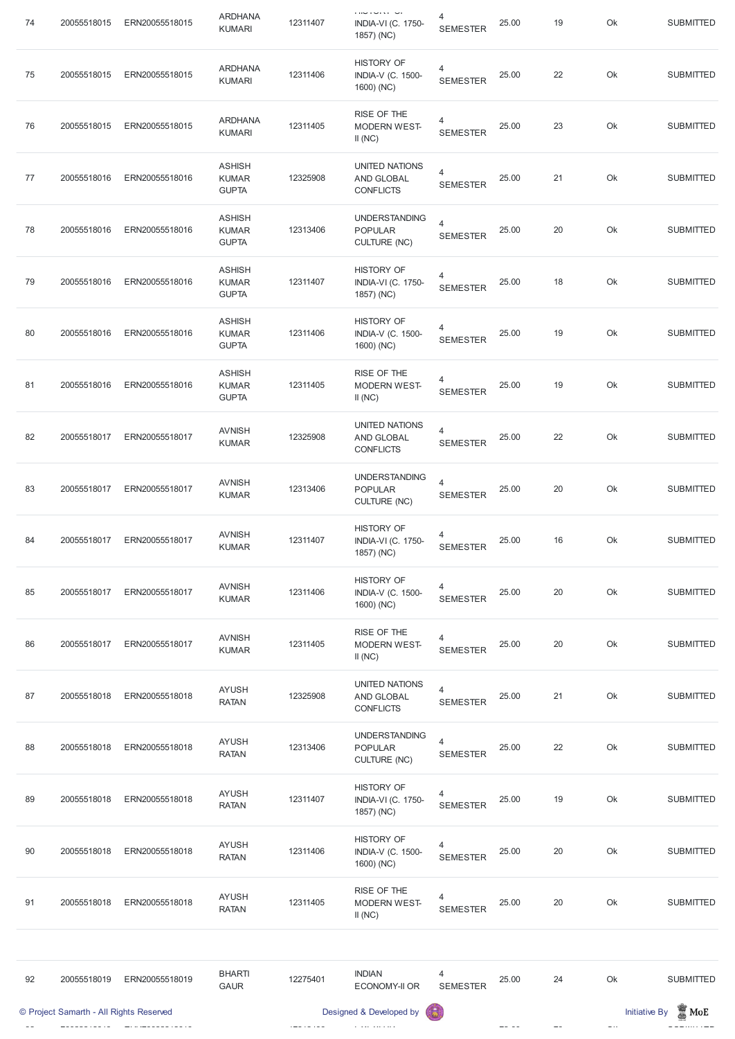| 74 | 20055518015 | ERN20055518015 | ARDHANA KUMARI | 12311407 | HISTORY OF INDIA-VI (C. 1750-1857) (NC) | 4 SEMESTER | 25.00 | 19 | Ok | SUBMITTED |
|---|---|---|---|---|---|---|---|---|---|---|
| 75 | 20055518015 | ERN20055518015 | ARDHANA KUMARI | 12311406 | HISTORY OF INDIA-V (C. 1500-1600) (NC) | 4 SEMESTER | 25.00 | 22 | Ok | SUBMITTED |
| 76 | 20055518015 | ERN20055518015 | ARDHANA KUMARI | 12311405 | RISE OF THE MODERN WEST-II (NC) | 4 SEMESTER | 25.00 | 23 | Ok | SUBMITTED |
| 77 | 20055518016 | ERN20055518016 | ASHISH KUMAR GUPTA | 12325908 | UNITED NATIONS AND GLOBAL CONFLICTS | 4 SEMESTER | 25.00 | 21 | Ok | SUBMITTED |
| 78 | 20055518016 | ERN20055518016 | ASHISH KUMAR GUPTA | 12313406 | UNDERSTANDING POPULAR CULTURE (NC) | 4 SEMESTER | 25.00 | 20 | Ok | SUBMITTED |
| 79 | 20055518016 | ERN20055518016 | ASHISH KUMAR GUPTA | 12311407 | HISTORY OF INDIA-VI (C. 1750-1857) (NC) | 4 SEMESTER | 25.00 | 18 | Ok | SUBMITTED |
| 80 | 20055518016 | ERN20055518016 | ASHISH KUMAR GUPTA | 12311406 | HISTORY OF INDIA-V (C. 1500-1600) (NC) | 4 SEMESTER | 25.00 | 19 | Ok | SUBMITTED |
| 81 | 20055518016 | ERN20055518016 | ASHISH KUMAR GUPTA | 12311405 | RISE OF THE MODERN WEST-II (NC) | 4 SEMESTER | 25.00 | 19 | Ok | SUBMITTED |
| 82 | 20055518017 | ERN20055518017 | AVNISH KUMAR | 12325908 | UNITED NATIONS AND GLOBAL CONFLICTS | 4 SEMESTER | 25.00 | 22 | Ok | SUBMITTED |
| 83 | 20055518017 | ERN20055518017 | AVNISH KUMAR | 12313406 | UNDERSTANDING POPULAR CULTURE (NC) | 4 SEMESTER | 25.00 | 20 | Ok | SUBMITTED |
| 84 | 20055518017 | ERN20055518017 | AVNISH KUMAR | 12311407 | HISTORY OF INDIA-VI (C. 1750-1857) (NC) | 4 SEMESTER | 25.00 | 16 | Ok | SUBMITTED |
| 85 | 20055518017 | ERN20055518017 | AVNISH KUMAR | 12311406 | HISTORY OF INDIA-V (C. 1500-1600) (NC) | 4 SEMESTER | 25.00 | 20 | Ok | SUBMITTED |
| 86 | 20055518017 | ERN20055518017 | AVNISH KUMAR | 12311405 | RISE OF THE MODERN WEST-II (NC) | 4 SEMESTER | 25.00 | 20 | Ok | SUBMITTED |
| 87 | 20055518018 | ERN20055518018 | AYUSH RATAN | 12325908 | UNITED NATIONS AND GLOBAL CONFLICTS | 4 SEMESTER | 25.00 | 21 | Ok | SUBMITTED |
| 88 | 20055518018 | ERN20055518018 | AYUSH RATAN | 12313406 | UNDERSTANDING POPULAR CULTURE (NC) | 4 SEMESTER | 25.00 | 22 | Ok | SUBMITTED |
| 89 | 20055518018 | ERN20055518018 | AYUSH RATAN | 12311407 | HISTORY OF INDIA-VI (C. 1750-1857) (NC) | 4 SEMESTER | 25.00 | 19 | Ok | SUBMITTED |
| 90 | 20055518018 | ERN20055518018 | AYUSH RATAN | 12311406 | HISTORY OF INDIA-V (C. 1500-1600) (NC) | 4 SEMESTER | 25.00 | 20 | Ok | SUBMITTED |
| 91 | 20055518018 | ERN20055518018 | AYUSH RATAN | 12311405 | RISE OF THE MODERN WEST-II (NC) | 4 SEMESTER | 25.00 | 20 | Ok | SUBMITTED |
| 92 | 20055518019 | ERN20055518019 | BHARTI GAUR | 12275401 | INDIAN ECONOMY-II OR | 4 SEMESTER | 25.00 | 24 | Ok | SUBMITTED |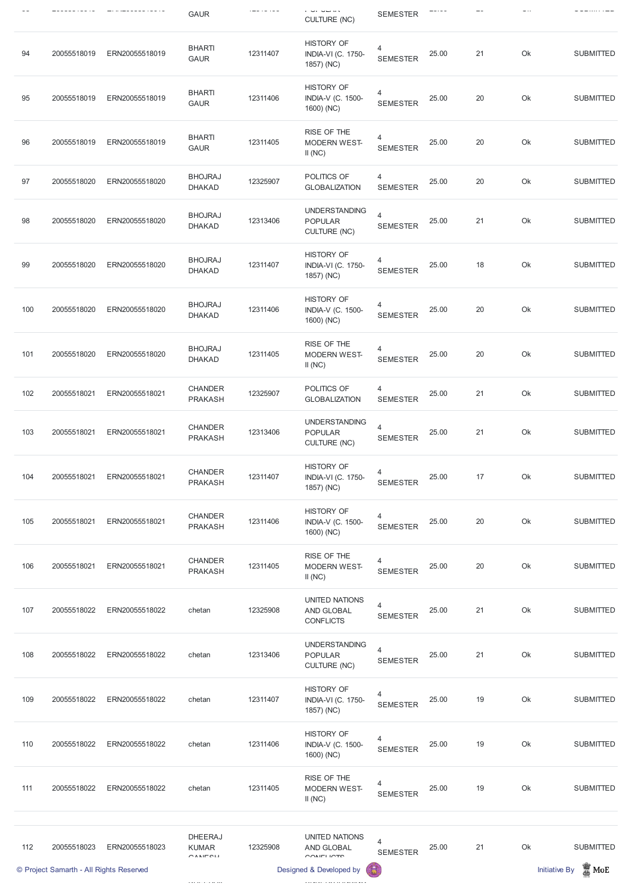| 94 | 20055518019 | ERN20055518019 | BHARTI GAUR | 12311407 | HISTORY OF INDIA-VI (C. 1750-1857) (NC) | 4 SEMESTER | 25.00 | 21 | Ok | SUBMITTED |
|---|---|---|---|---|---|---|---|---|---|---|
| 95 | 20055518019 | ERN20055518019 | BHARTI GAUR | 12311406 | HISTORY OF INDIA-V (C. 1500-1600) (NC) | 4 SEMESTER | 25.00 | 20 | Ok | SUBMITTED |
| 96 | 20055518019 | ERN20055518019 | BHARTI GAUR | 12311405 | RISE OF THE MODERN WEST-II (NC) | 4 SEMESTER | 25.00 | 20 | Ok | SUBMITTED |
| 97 | 20055518020 | ERN20055518020 | BHOJRAJ DHAKAD | 12325907 | POLITICS OF GLOBALIZATION | 4 SEMESTER | 25.00 | 20 | Ok | SUBMITTED |
| 98 | 20055518020 | ERN20055518020 | BHOJRAJ DHAKAD | 12313406 | UNDERSTANDING POPULAR CULTURE (NC) | 4 SEMESTER | 25.00 | 21 | Ok | SUBMITTED |
| 99 | 20055518020 | ERN20055518020 | BHOJRAJ DHAKAD | 12311407 | HISTORY OF INDIA-VI (C. 1750-1857) (NC) | 4 SEMESTER | 25.00 | 18 | Ok | SUBMITTED |
| 100 | 20055518020 | ERN20055518020 | BHOJRAJ DHAKAD | 12311406 | HISTORY OF INDIA-V (C. 1500-1600) (NC) | 4 SEMESTER | 25.00 | 20 | Ok | SUBMITTED |
| 101 | 20055518020 | ERN20055518020 | BHOJRAJ DHAKAD | 12311405 | RISE OF THE MODERN WEST-II (NC) | 4 SEMESTER | 25.00 | 20 | Ok | SUBMITTED |
| 102 | 20055518021 | ERN20055518021 | CHANDER PRAKASH | 12325907 | POLITICS OF GLOBALIZATION | 4 SEMESTER | 25.00 | 21 | Ok | SUBMITTED |
| 103 | 20055518021 | ERN20055518021 | CHANDER PRAKASH | 12313406 | UNDERSTANDING POPULAR CULTURE (NC) | 4 SEMESTER | 25.00 | 21 | Ok | SUBMITTED |
| 104 | 20055518021 | ERN20055518021 | CHANDER PRAKASH | 12311407 | HISTORY OF INDIA-VI (C. 1750-1857) (NC) | 4 SEMESTER | 25.00 | 17 | Ok | SUBMITTED |
| 105 | 20055518021 | ERN20055518021 | CHANDER PRAKASH | 12311406 | HISTORY OF INDIA-V (C. 1500-1600) (NC) | 4 SEMESTER | 25.00 | 20 | Ok | SUBMITTED |
| 106 | 20055518021 | ERN20055518021 | CHANDER PRAKASH | 12311405 | RISE OF THE MODERN WEST-II (NC) | 4 SEMESTER | 25.00 | 20 | Ok | SUBMITTED |
| 107 | 20055518022 | ERN20055518022 | chetan | 12325908 | UNITED NATIONS AND GLOBAL CONFLICTS | 4 SEMESTER | 25.00 | 21 | Ok | SUBMITTED |
| 108 | 20055518022 | ERN20055518022 | chetan | 12313406 | UNDERSTANDING POPULAR CULTURE (NC) | 4 SEMESTER | 25.00 | 21 | Ok | SUBMITTED |
| 109 | 20055518022 | ERN20055518022 | chetan | 12311407 | HISTORY OF INDIA-VI (C. 1750-1857) (NC) | 4 SEMESTER | 25.00 | 19 | Ok | SUBMITTED |
| 110 | 20055518022 | ERN20055518022 | chetan | 12311406 | HISTORY OF INDIA-V (C. 1500-1600) (NC) | 4 SEMESTER | 25.00 | 19 | Ok | SUBMITTED |
| 111 | 20055518022 | ERN20055518022 | chetan | 12311405 | RISE OF THE MODERN WEST-II (NC) | 4 SEMESTER | 25.00 | 19 | Ok | SUBMITTED |
| 112 | 20055518023 | ERN20055518023 | DHEERAJ KUMAR GANESH | 12325908 | UNITED NATIONS AND GLOBAL CONFLICTS | 4 SEMESTER | 25.00 | 21 | Ok | SUBMITTED |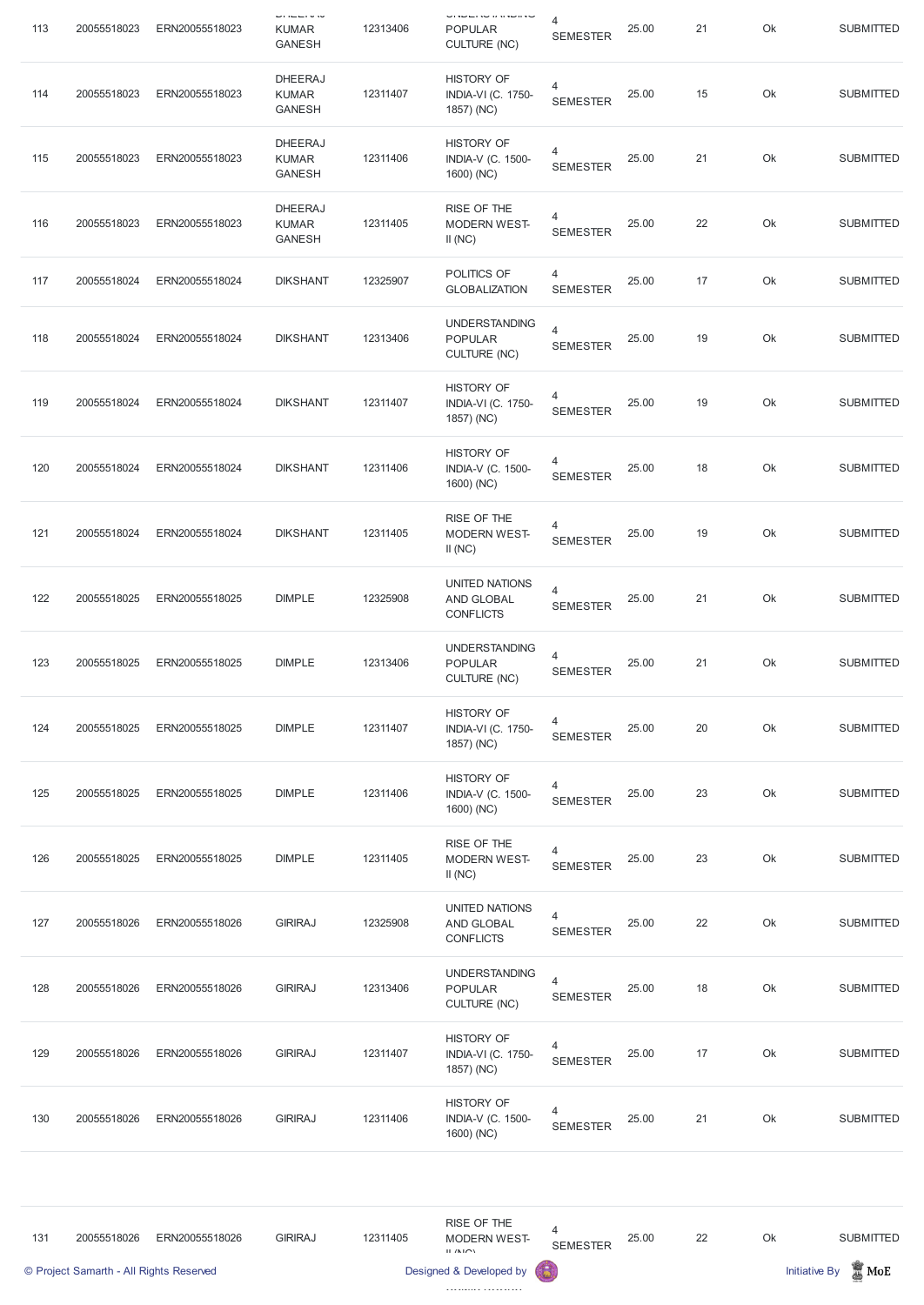| 113 | 20055518023 | ERN20055518023 | DHEERAJ KUMAR GANESH | 12313406 | UNDERSTANDING POPULAR CULTURE (NC) | 4 SEMESTER | 25.00 | 21 | Ok | SUBMITTED |
|---|---|---|---|---|---|---|---|---|---|---|
| 114 | 20055518023 | ERN20055518023 | DHEERAJ KUMAR GANESH | 12311407 | HISTORY OF INDIA-VI (C. 1750-1857) (NC) | 4 SEMESTER | 25.00 | 15 | Ok | SUBMITTED |
| 115 | 20055518023 | ERN20055518023 | DHEERAJ KUMAR GANESH | 12311406 | HISTORY OF INDIA-V (C. 1500-1600) (NC) | 4 SEMESTER | 25.00 | 21 | Ok | SUBMITTED |
| 116 | 20055518023 | ERN20055518023 | DHEERAJ KUMAR GANESH | 12311405 | RISE OF THE MODERN WEST-II (NC) | 4 SEMESTER | 25.00 | 22 | Ok | SUBMITTED |
| 117 | 20055518024 | ERN20055518024 | DIKSHANT | 12325907 | POLITICS OF GLOBALIZATION | 4 SEMESTER | 25.00 | 17 | Ok | SUBMITTED |
| 118 | 20055518024 | ERN20055518024 | DIKSHANT | 12313406 | UNDERSTANDING POPULAR CULTURE (NC) | 4 SEMESTER | 25.00 | 19 | Ok | SUBMITTED |
| 119 | 20055518024 | ERN20055518024 | DIKSHANT | 12311407 | HISTORY OF INDIA-VI (C. 1750-1857) (NC) | 4 SEMESTER | 25.00 | 19 | Ok | SUBMITTED |
| 120 | 20055518024 | ERN20055518024 | DIKSHANT | 12311406 | HISTORY OF INDIA-V (C. 1500-1600) (NC) | 4 SEMESTER | 25.00 | 18 | Ok | SUBMITTED |
| 121 | 20055518024 | ERN20055518024 | DIKSHANT | 12311405 | RISE OF THE MODERN WEST-II (NC) | 4 SEMESTER | 25.00 | 19 | Ok | SUBMITTED |
| 122 | 20055518025 | ERN20055518025 | DIMPLE | 12325908 | UNITED NATIONS AND GLOBAL CONFLICTS | 4 SEMESTER | 25.00 | 21 | Ok | SUBMITTED |
| 123 | 20055518025 | ERN20055518025 | DIMPLE | 12313406 | UNDERSTANDING POPULAR CULTURE (NC) | 4 SEMESTER | 25.00 | 21 | Ok | SUBMITTED |
| 124 | 20055518025 | ERN20055518025 | DIMPLE | 12311407 | HISTORY OF INDIA-VI (C. 1750-1857) (NC) | 4 SEMESTER | 25.00 | 20 | Ok | SUBMITTED |
| 125 | 20055518025 | ERN20055518025 | DIMPLE | 12311406 | HISTORY OF INDIA-V (C. 1500-1600) (NC) | 4 SEMESTER | 25.00 | 23 | Ok | SUBMITTED |
| 126 | 20055518025 | ERN20055518025 | DIMPLE | 12311405 | RISE OF THE MODERN WEST-II (NC) | 4 SEMESTER | 25.00 | 23 | Ok | SUBMITTED |
| 127 | 20055518026 | ERN20055518026 | GIRIRAJ | 12325908 | UNITED NATIONS AND GLOBAL CONFLICTS | 4 SEMESTER | 25.00 | 22 | Ok | SUBMITTED |
| 128 | 20055518026 | ERN20055518026 | GIRIRAJ | 12313406 | UNDERSTANDING POPULAR CULTURE (NC) | 4 SEMESTER | 25.00 | 18 | Ok | SUBMITTED |
| 129 | 20055518026 | ERN20055518026 | GIRIRAJ | 12311407 | HISTORY OF INDIA-VI (C. 1750-1857) (NC) | 4 SEMESTER | 25.00 | 17 | Ok | SUBMITTED |
| 130 | 20055518026 | ERN20055518026 | GIRIRAJ | 12311406 | HISTORY OF INDIA-V (C. 1500-1600) (NC) | 4 SEMESTER | 25.00 | 21 | Ok | SUBMITTED |
| 131 | 20055518026 | ERN20055518026 | GIRIRAJ | 12311405 | RISE OF THE MODERN WEST-II (NC) | 4 SEMESTER | 25.00 | 22 | Ok | SUBMITTED |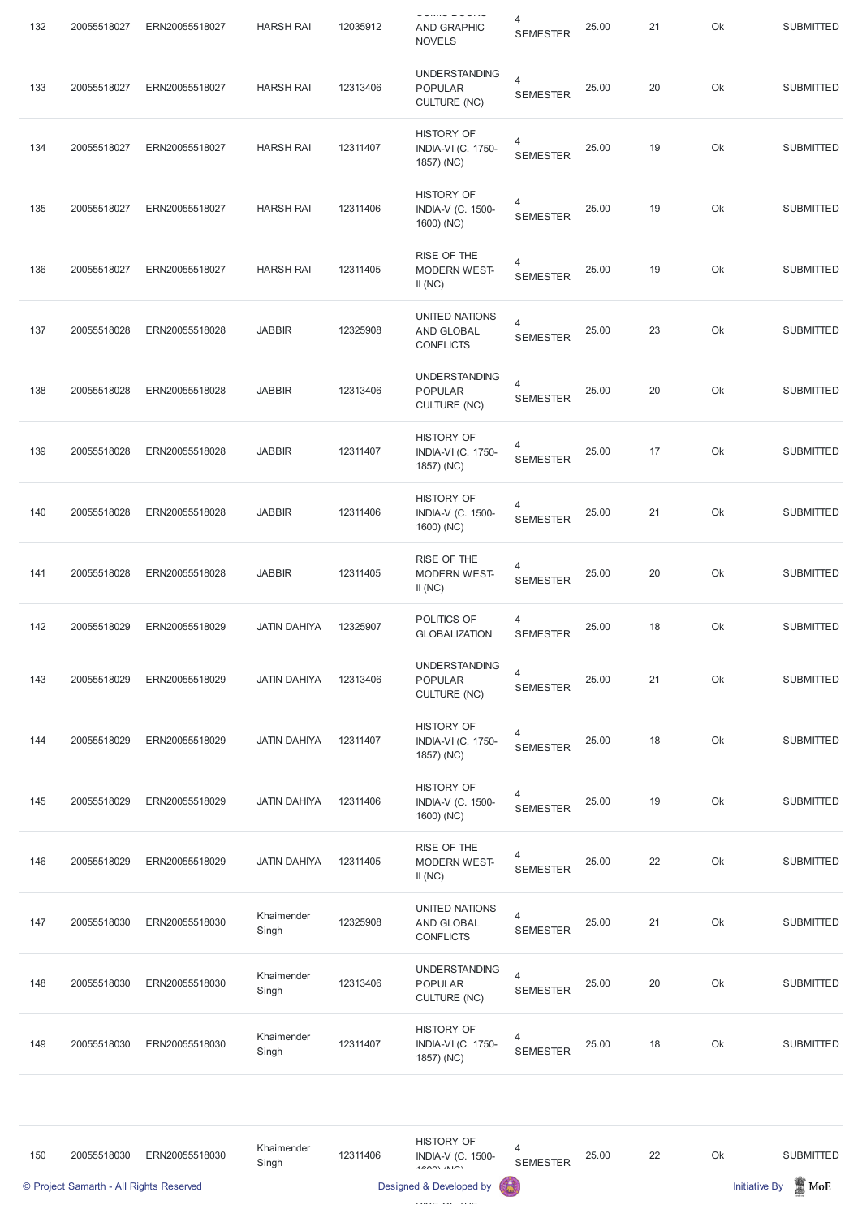| 132 | 20055518027 | ERN20055518027 | HARSH RAI | 12035912 | COMIC BOOKS AND GRAPHIC NOVELS | 4 SEMESTER | 25.00 | 21 | Ok | SUBMITTED |
|---|---|---|---|---|---|---|---|---|---|---|
| 133 | 20055518027 | ERN20055518027 | HARSH RAI | 12313406 | UNDERSTANDING POPULAR CULTURE (NC) | 4 SEMESTER | 25.00 | 20 | Ok | SUBMITTED |
| 134 | 20055518027 | ERN20055518027 | HARSH RAI | 12311407 | HISTORY OF INDIA-VI (C. 1750-1857) (NC) | 4 SEMESTER | 25.00 | 19 | Ok | SUBMITTED |
| 135 | 20055518027 | ERN20055518027 | HARSH RAI | 12311406 | HISTORY OF INDIA-V (C. 1500-1600) (NC) | 4 SEMESTER | 25.00 | 19 | Ok | SUBMITTED |
| 136 | 20055518027 | ERN20055518027 | HARSH RAI | 12311405 | RISE OF THE MODERN WEST-II (NC) | 4 SEMESTER | 25.00 | 19 | Ok | SUBMITTED |
| 137 | 20055518028 | ERN20055518028 | JABBIR | 12325908 | UNITED NATIONS AND GLOBAL CONFLICTS | 4 SEMESTER | 25.00 | 23 | Ok | SUBMITTED |
| 138 | 20055518028 | ERN20055518028 | JABBIR | 12313406 | UNDERSTANDING POPULAR CULTURE (NC) | 4 SEMESTER | 25.00 | 20 | Ok | SUBMITTED |
| 139 | 20055518028 | ERN20055518028 | JABBIR | 12311407 | HISTORY OF INDIA-VI (C. 1750-1857) (NC) | 4 SEMESTER | 25.00 | 17 | Ok | SUBMITTED |
| 140 | 20055518028 | ERN20055518028 | JABBIR | 12311406 | HISTORY OF INDIA-V (C. 1500-1600) (NC) | 4 SEMESTER | 25.00 | 21 | Ok | SUBMITTED |
| 141 | 20055518028 | ERN20055518028 | JABBIR | 12311405 | RISE OF THE MODERN WEST-II (NC) | 4 SEMESTER | 25.00 | 20 | Ok | SUBMITTED |
| 142 | 20055518029 | ERN20055518029 | JATIN DAHIYA | 12325907 | POLITICS OF GLOBALIZATION | 4 SEMESTER | 25.00 | 18 | Ok | SUBMITTED |
| 143 | 20055518029 | ERN20055518029 | JATIN DAHIYA | 12313406 | UNDERSTANDING POPULAR CULTURE (NC) | 4 SEMESTER | 25.00 | 21 | Ok | SUBMITTED |
| 144 | 20055518029 | ERN20055518029 | JATIN DAHIYA | 12311407 | HISTORY OF INDIA-VI (C. 1750-1857) (NC) | 4 SEMESTER | 25.00 | 18 | Ok | SUBMITTED |
| 145 | 20055518029 | ERN20055518029 | JATIN DAHIYA | 12311406 | HISTORY OF INDIA-V (C. 1500-1600) (NC) | 4 SEMESTER | 25.00 | 19 | Ok | SUBMITTED |
| 146 | 20055518029 | ERN20055518029 | JATIN DAHIYA | 12311405 | RISE OF THE MODERN WEST-II (NC) | 4 SEMESTER | 25.00 | 22 | Ok | SUBMITTED |
| 147 | 20055518030 | ERN20055518030 | Khaimender Singh | 12325908 | UNITED NATIONS AND GLOBAL CONFLICTS | 4 SEMESTER | 25.00 | 21 | Ok | SUBMITTED |
| 148 | 20055518030 | ERN20055518030 | Khaimender Singh | 12313406 | UNDERSTANDING POPULAR CULTURE (NC) | 4 SEMESTER | 25.00 | 20 | Ok | SUBMITTED |
| 149 | 20055518030 | ERN20055518030 | Khaimender Singh | 12311407 | HISTORY OF INDIA-VI (C. 1750-1857) (NC) | 4 SEMESTER | 25.00 | 18 | Ok | SUBMITTED |
| 150 | 20055518030 | ERN20055518030 | Khaimender Singh | 12311406 | HISTORY OF INDIA-V (C. 1500-1600) (NC) | 4 SEMESTER | 25.00 | 22 | Ok | SUBMITTED |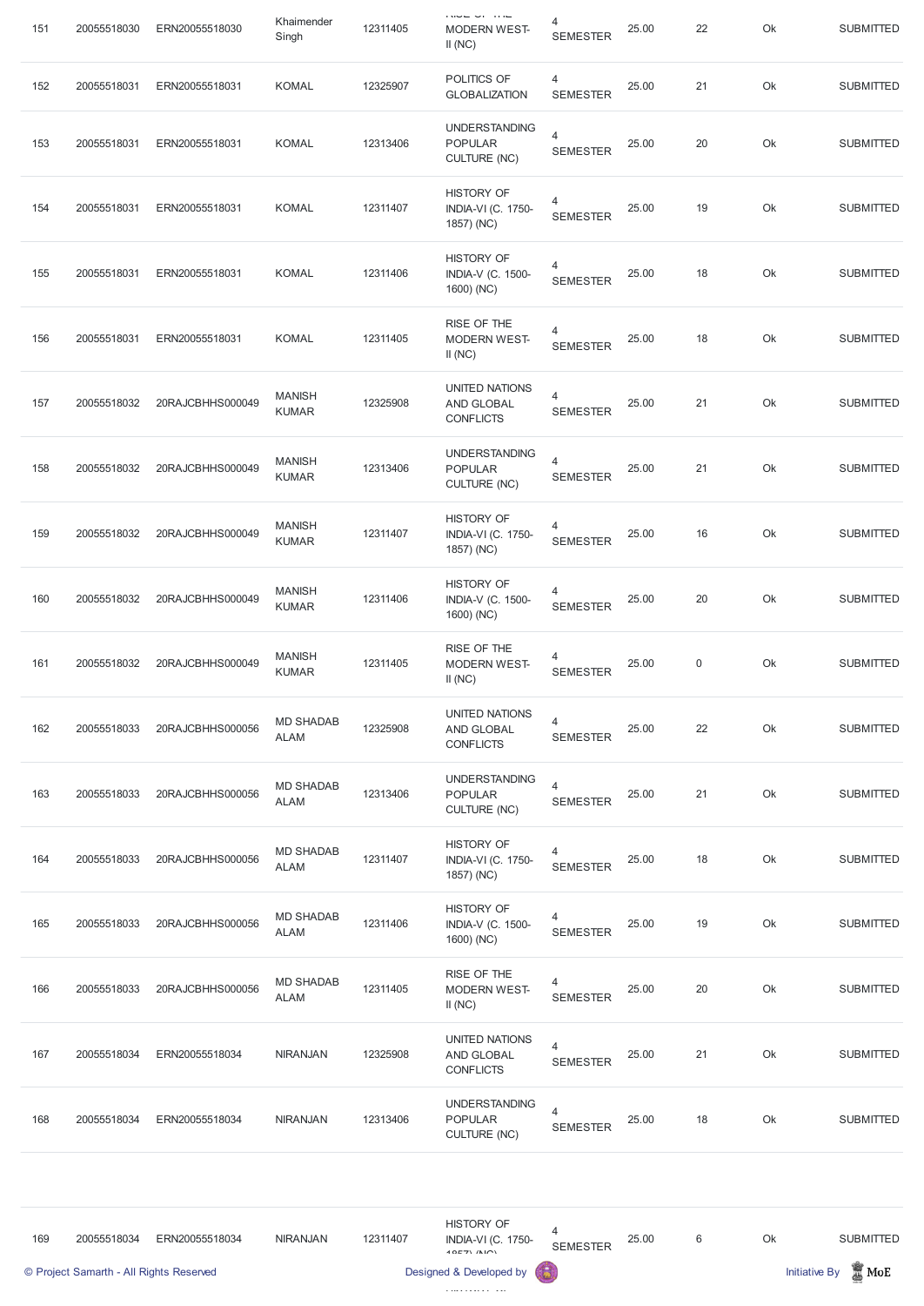| 151 | 20055518030 | ERN20055518030 | Khaimender Singh | 12311405 | RISE OF THE MODERN WEST-II (NC) | 4 SEMESTER | 25.00 | 22 | Ok | SUBMITTED |
|---|---|---|---|---|---|---|---|---|---|---|
| 152 | 20055518031 | ERN20055518031 | KOMAL | 12325907 | POLITICS OF GLOBALIZATION | 4 SEMESTER | 25.00 | 21 | Ok | SUBMITTED |
| 153 | 20055518031 | ERN20055518031 | KOMAL | 12313406 | UNDERSTANDING POPULAR CULTURE (NC) | 4 SEMESTER | 25.00 | 20 | Ok | SUBMITTED |
| 154 | 20055518031 | ERN20055518031 | KOMAL | 12311407 | HISTORY OF INDIA-VI (C. 1750-1857) (NC) | 4 SEMESTER | 25.00 | 19 | Ok | SUBMITTED |
| 155 | 20055518031 | ERN20055518031 | KOMAL | 12311406 | HISTORY OF INDIA-V (C. 1500-1600) (NC) | 4 SEMESTER | 25.00 | 18 | Ok | SUBMITTED |
| 156 | 20055518031 | ERN20055518031 | KOMAL | 12311405 | RISE OF THE MODERN WEST-II (NC) | 4 SEMESTER | 25.00 | 18 | Ok | SUBMITTED |
| 157 | 20055518032 | 20RAJCBHHS000049 | MANISH KUMAR | 12325908 | UNITED NATIONS AND GLOBAL CONFLICTS | 4 SEMESTER | 25.00 | 21 | Ok | SUBMITTED |
| 158 | 20055518032 | 20RAJCBHHS000049 | MANISH KUMAR | 12313406 | UNDERSTANDING POPULAR CULTURE (NC) | 4 SEMESTER | 25.00 | 21 | Ok | SUBMITTED |
| 159 | 20055518032 | 20RAJCBHHS000049 | MANISH KUMAR | 12311407 | HISTORY OF INDIA-VI (C. 1750-1857) (NC) | 4 SEMESTER | 25.00 | 16 | Ok | SUBMITTED |
| 160 | 20055518032 | 20RAJCBHHS000049 | MANISH KUMAR | 12311406 | HISTORY OF INDIA-V (C. 1500-1600) (NC) | 4 SEMESTER | 25.00 | 20 | Ok | SUBMITTED |
| 161 | 20055518032 | 20RAJCBHHS000049 | MANISH KUMAR | 12311405 | RISE OF THE MODERN WEST-II (NC) | 4 SEMESTER | 25.00 | 0 | Ok | SUBMITTED |
| 162 | 20055518033 | 20RAJCBHHS000056 | MD SHADAB ALAM | 12325908 | UNITED NATIONS AND GLOBAL CONFLICTS | 4 SEMESTER | 25.00 | 22 | Ok | SUBMITTED |
| 163 | 20055518033 | 20RAJCBHHS000056 | MD SHADAB ALAM | 12313406 | UNDERSTANDING POPULAR CULTURE (NC) | 4 SEMESTER | 25.00 | 21 | Ok | SUBMITTED |
| 164 | 20055518033 | 20RAJCBHHS000056 | MD SHADAB ALAM | 12311407 | HISTORY OF INDIA-VI (C. 1750-1857) (NC) | 4 SEMESTER | 25.00 | 18 | Ok | SUBMITTED |
| 165 | 20055518033 | 20RAJCBHHS000056 | MD SHADAB ALAM | 12311406 | HISTORY OF INDIA-V (C. 1500-1600) (NC) | 4 SEMESTER | 25.00 | 19 | Ok | SUBMITTED |
| 166 | 20055518033 | 20RAJCBHHS000056 | MD SHADAB ALAM | 12311405 | RISE OF THE MODERN WEST-II (NC) | 4 SEMESTER | 25.00 | 20 | Ok | SUBMITTED |
| 167 | 20055518034 | ERN20055518034 | NIRANJAN | 12325908 | UNITED NATIONS AND GLOBAL CONFLICTS | 4 SEMESTER | 25.00 | 21 | Ok | SUBMITTED |
| 168 | 20055518034 | ERN20055518034 | NIRANJAN | 12313406 | UNDERSTANDING POPULAR CULTURE (NC) | 4 SEMESTER | 25.00 | 18 | Ok | SUBMITTED |
| 169 | 20055518034 | ERN20055518034 | NIRANJAN | 12311407 | HISTORY OF INDIA-VI (C. 1750-1857) (NC) | 4 SEMESTER | 25.00 | 6 | Ok | SUBMITTED |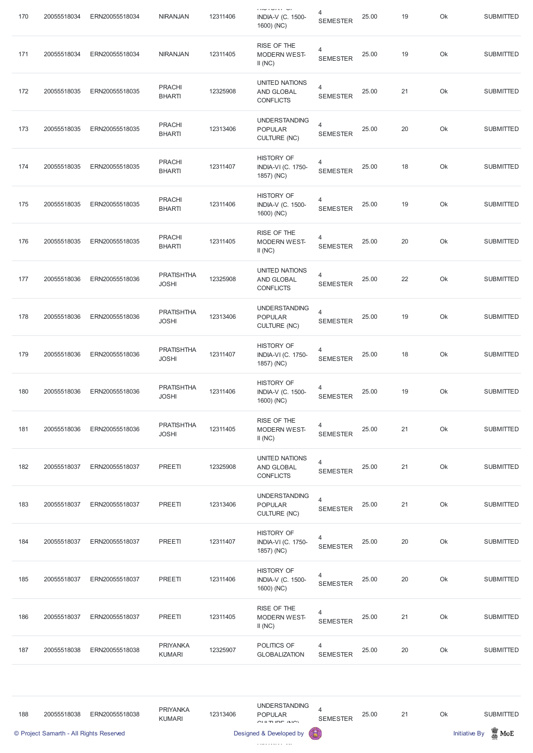| 170 | 20055518034 | ERN20055518034 | NIRANJAN | 12311406 | HISTORY OF INDIA-V (C. 1500-1600) (NC) | 4 SEMESTER | 25.00 | 19 | Ok | SUBMITTED |
|---|---|---|---|---|---|---|---|---|---|---|
| 171 | 20055518034 | ERN20055518034 | NIRANJAN | 12311405 | RISE OF THE MODERN WEST-II (NC) | 4 SEMESTER | 25.00 | 19 | Ok | SUBMITTED |
| 172 | 20055518035 | ERN20055518035 | PRACHI BHARTI | 12325908 | UNITED NATIONS AND GLOBAL CONFLICTS | 4 SEMESTER | 25.00 | 21 | Ok | SUBMITTED |
| 173 | 20055518035 | ERN20055518035 | PRACHI BHARTI | 12313406 | UNDERSTANDING POPULAR CULTURE (NC) | 4 SEMESTER | 25.00 | 20 | Ok | SUBMITTED |
| 174 | 20055518035 | ERN20055518035 | PRACHI BHARTI | 12311407 | HISTORY OF INDIA-VI (C. 1750-1857) (NC) | 4 SEMESTER | 25.00 | 18 | Ok | SUBMITTED |
| 175 | 20055518035 | ERN20055518035 | PRACHI BHARTI | 12311406 | HISTORY OF INDIA-V (C. 1500-1600) (NC) | 4 SEMESTER | 25.00 | 19 | Ok | SUBMITTED |
| 176 | 20055518035 | ERN20055518035 | PRACHI BHARTI | 12311405 | RISE OF THE MODERN WEST-II (NC) | 4 SEMESTER | 25.00 | 20 | Ok | SUBMITTED |
| 177 | 20055518036 | ERN20055518036 | PRATISHTHA JOSHI | 12325908 | UNITED NATIONS AND GLOBAL CONFLICTS | 4 SEMESTER | 25.00 | 22 | Ok | SUBMITTED |
| 178 | 20055518036 | ERN20055518036 | PRATISHTHA JOSHI | 12313406 | UNDERSTANDING POPULAR CULTURE (NC) | 4 SEMESTER | 25.00 | 19 | Ok | SUBMITTED |
| 179 | 20055518036 | ERN20055518036 | PRATISHTHA JOSHI | 12311407 | HISTORY OF INDIA-VI (C. 1750-1857) (NC) | 4 SEMESTER | 25.00 | 18 | Ok | SUBMITTED |
| 180 | 20055518036 | ERN20055518036 | PRATISHTHA JOSHI | 12311406 | HISTORY OF INDIA-V (C. 1500-1600) (NC) | 4 SEMESTER | 25.00 | 19 | Ok | SUBMITTED |
| 181 | 20055518036 | ERN20055518036 | PRATISHTHA JOSHI | 12311405 | RISE OF THE MODERN WEST-II (NC) | 4 SEMESTER | 25.00 | 21 | Ok | SUBMITTED |
| 182 | 20055518037 | ERN20055518037 | PREETI | 12325908 | UNITED NATIONS AND GLOBAL CONFLICTS | 4 SEMESTER | 25.00 | 21 | Ok | SUBMITTED |
| 183 | 20055518037 | ERN20055518037 | PREETI | 12313406 | UNDERSTANDING POPULAR CULTURE (NC) | 4 SEMESTER | 25.00 | 21 | Ok | SUBMITTED |
| 184 | 20055518037 | ERN20055518037 | PREETI | 12311407 | HISTORY OF INDIA-VI (C. 1750-1857) (NC) | 4 SEMESTER | 25.00 | 20 | Ok | SUBMITTED |
| 185 | 20055518037 | ERN20055518037 | PREETI | 12311406 | HISTORY OF INDIA-V (C. 1500-1600) (NC) | 4 SEMESTER | 25.00 | 20 | Ok | SUBMITTED |
| 186 | 20055518037 | ERN20055518037 | PREETI | 12311405 | RISE OF THE MODERN WEST-II (NC) | 4 SEMESTER | 25.00 | 21 | Ok | SUBMITTED |
| 187 | 20055518038 | ERN20055518038 | PRIYANKA KUMARI | 12325907 | POLITICS OF GLOBALIZATION | 4 SEMESTER | 25.00 | 20 | Ok | SUBMITTED |
| 188 | 20055518038 | ERN20055518038 | PRIYANKA KUMARI | 12313406 | UNDERSTANDING POPULAR CULTURE (NC) | 4 SEMESTER | 25.00 | 21 | Ok | SUBMITTED |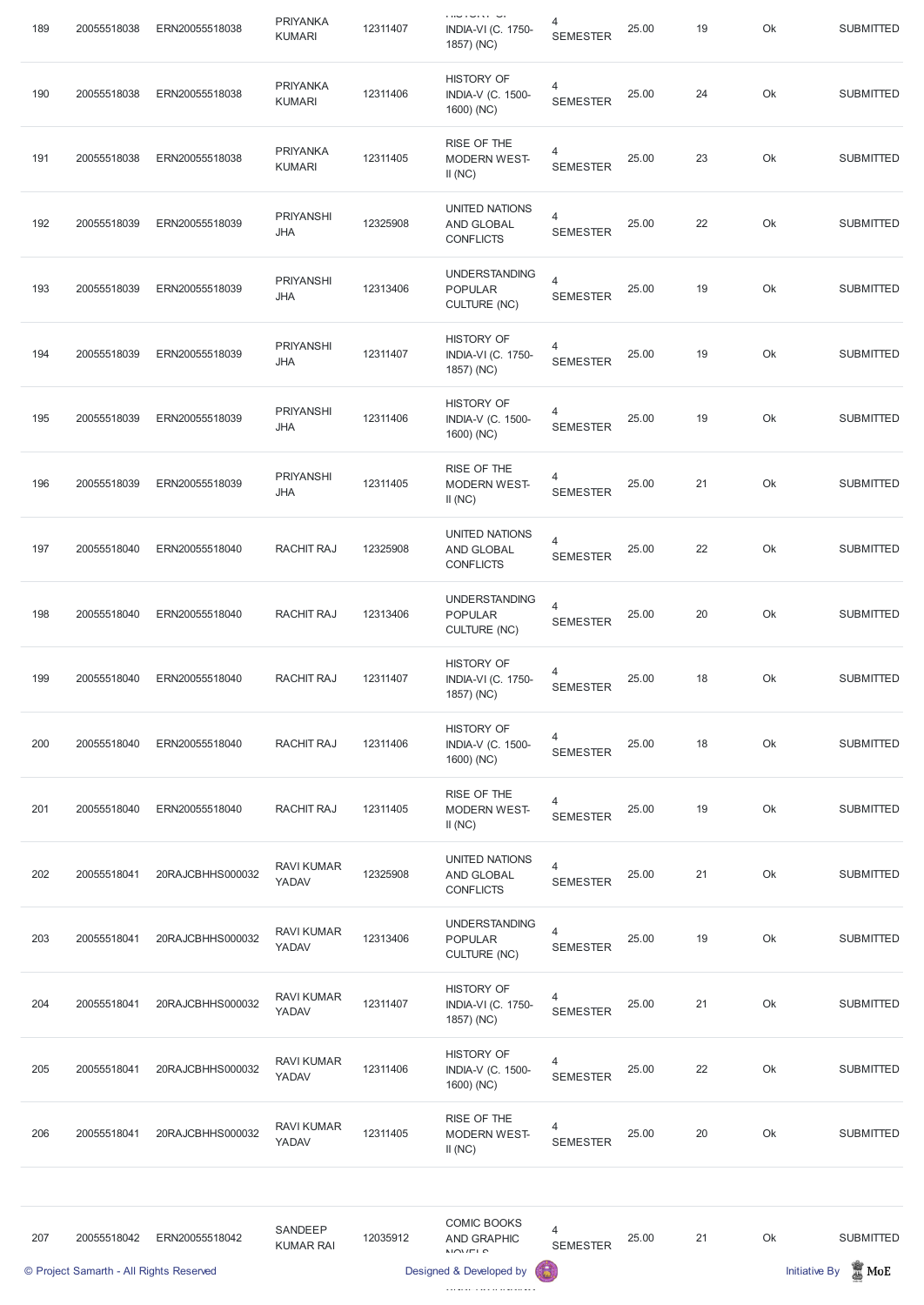| 189 | 20055518038 | ERN20055518038 | PRIYANKA KUMARI | 12311407 | HISTORY OF INDIA-VI (C. 1750-1857) (NC) | 4 SEMESTER | 25.00 | 19 | Ok | SUBMITTED |
|---|---|---|---|---|---|---|---|---|---|---|
| 190 | 20055518038 | ERN20055518038 | PRIYANKA KUMARI | 12311406 | HISTORY OF INDIA-V (C. 1500-1600) (NC) | 4 SEMESTER | 25.00 | 24 | Ok | SUBMITTED |
| 191 | 20055518038 | ERN20055518038 | PRIYANKA KUMARI | 12311405 | RISE OF THE MODERN WEST-II (NC) | 4 SEMESTER | 25.00 | 23 | Ok | SUBMITTED |
| 192 | 20055518039 | ERN20055518039 | PRIYANSHI JHA | 12325908 | UNITED NATIONS AND GLOBAL CONFLICTS | 4 SEMESTER | 25.00 | 22 | Ok | SUBMITTED |
| 193 | 20055518039 | ERN20055518039 | PRIYANSHI JHA | 12313406 | UNDERSTANDING POPULAR CULTURE (NC) | 4 SEMESTER | 25.00 | 19 | Ok | SUBMITTED |
| 194 | 20055518039 | ERN20055518039 | PRIYANSHI JHA | 12311407 | HISTORY OF INDIA-VI (C. 1750-1857) (NC) | 4 SEMESTER | 25.00 | 19 | Ok | SUBMITTED |
| 195 | 20055518039 | ERN20055518039 | PRIYANSHI JHA | 12311406 | HISTORY OF INDIA-V (C. 1500-1600) (NC) | 4 SEMESTER | 25.00 | 19 | Ok | SUBMITTED |
| 196 | 20055518039 | ERN20055518039 | PRIYANSHI JHA | 12311405 | RISE OF THE MODERN WEST-II (NC) | 4 SEMESTER | 25.00 | 21 | Ok | SUBMITTED |
| 197 | 20055518040 | ERN20055518040 | RACHIT RAJ | 12325908 | UNITED NATIONS AND GLOBAL CONFLICTS | 4 SEMESTER | 25.00 | 22 | Ok | SUBMITTED |
| 198 | 20055518040 | ERN20055518040 | RACHIT RAJ | 12313406 | UNDERSTANDING POPULAR CULTURE (NC) | 4 SEMESTER | 25.00 | 20 | Ok | SUBMITTED |
| 199 | 20055518040 | ERN20055518040 | RACHIT RAJ | 12311407 | HISTORY OF INDIA-VI (C. 1750-1857) (NC) | 4 SEMESTER | 25.00 | 18 | Ok | SUBMITTED |
| 200 | 20055518040 | ERN20055518040 | RACHIT RAJ | 12311406 | HISTORY OF INDIA-V (C. 1500-1600) (NC) | 4 SEMESTER | 25.00 | 18 | Ok | SUBMITTED |
| 201 | 20055518040 | ERN20055518040 | RACHIT RAJ | 12311405 | RISE OF THE MODERN WEST-II (NC) | 4 SEMESTER | 25.00 | 19 | Ok | SUBMITTED |
| 202 | 20055518041 | 20RAJCBHHS000032 | RAVI KUMAR YADAV | 12325908 | UNITED NATIONS AND GLOBAL CONFLICTS | 4 SEMESTER | 25.00 | 21 | Ok | SUBMITTED |
| 203 | 20055518041 | 20RAJCBHHS000032 | RAVI KUMAR YADAV | 12313406 | UNDERSTANDING POPULAR CULTURE (NC) | 4 SEMESTER | 25.00 | 19 | Ok | SUBMITTED |
| 204 | 20055518041 | 20RAJCBHHS000032 | RAVI KUMAR YADAV | 12311407 | HISTORY OF INDIA-VI (C. 1750-1857) (NC) | 4 SEMESTER | 25.00 | 21 | Ok | SUBMITTED |
| 205 | 20055518041 | 20RAJCBHHS000032 | RAVI KUMAR YADAV | 12311406 | HISTORY OF INDIA-V (C. 1500-1600) (NC) | 4 SEMESTER | 25.00 | 22 | Ok | SUBMITTED |
| 206 | 20055518041 | 20RAJCBHHS000032 | RAVI KUMAR YADAV | 12311405 | RISE OF THE MODERN WEST-II (NC) | 4 SEMESTER | 25.00 | 20 | Ok | SUBMITTED |
| 207 | 20055518042 | ERN20055518042 | SANDEEP KUMAR RAI | 12035912 | COMIC BOOKS AND GRAPHIC NOVELS | 4 SEMESTER | 25.00 | 21 | Ok | SUBMITTED |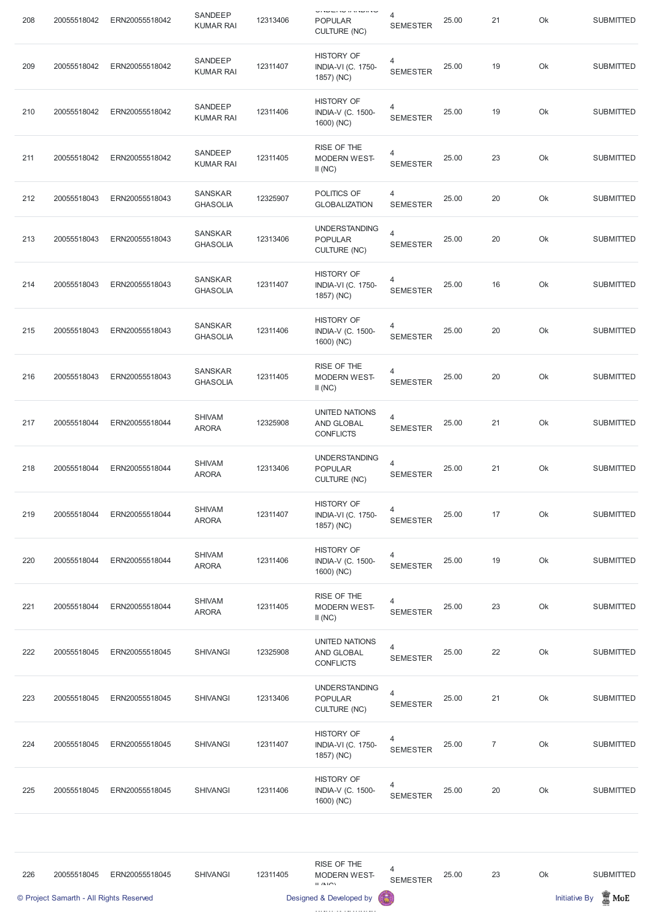| 208 | 20055518042 | ERN20055518042 | SANDEEP KUMAR RAI | 12313406 | UNDERSTANDING POPULAR CULTURE (NC) | 4 SEMESTER | 25.00 | 21 | Ok | SUBMITTED |
|---|---|---|---|---|---|---|---|---|---|---|
| 209 | 20055518042 | ERN20055518042 | SANDEEP KUMAR RAI | 12311407 | HISTORY OF INDIA-VI (C. 1750-1857) (NC) | 4 SEMESTER | 25.00 | 19 | Ok | SUBMITTED |
| 210 | 20055518042 | ERN20055518042 | SANDEEP KUMAR RAI | 12311406 | HISTORY OF INDIA-V (C. 1500-1600) (NC) | 4 SEMESTER | 25.00 | 19 | Ok | SUBMITTED |
| 211 | 20055518042 | ERN20055518042 | SANDEEP KUMAR RAI | 12311405 | RISE OF THE MODERN WEST-II (NC) | 4 SEMESTER | 25.00 | 23 | Ok | SUBMITTED |
| 212 | 20055518043 | ERN20055518043 | SANSKAR GHASOLIA | 12325907 | POLITICS OF GLOBALIZATION | 4 SEMESTER | 25.00 | 20 | Ok | SUBMITTED |
| 213 | 20055518043 | ERN20055518043 | SANSKAR GHASOLIA | 12313406 | UNDERSTANDING POPULAR CULTURE (NC) | 4 SEMESTER | 25.00 | 20 | Ok | SUBMITTED |
| 214 | 20055518043 | ERN20055518043 | SANSKAR GHASOLIA | 12311407 | HISTORY OF INDIA-VI (C. 1750-1857) (NC) | 4 SEMESTER | 25.00 | 16 | Ok | SUBMITTED |
| 215 | 20055518043 | ERN20055518043 | SANSKAR GHASOLIA | 12311406 | HISTORY OF INDIA-V (C. 1500-1600) (NC) | 4 SEMESTER | 25.00 | 20 | Ok | SUBMITTED |
| 216 | 20055518043 | ERN20055518043 | SANSKAR GHASOLIA | 12311405 | RISE OF THE MODERN WEST-II (NC) | 4 SEMESTER | 25.00 | 20 | Ok | SUBMITTED |
| 217 | 20055518044 | ERN20055518044 | SHIVAM ARORA | 12325908 | UNITED NATIONS AND GLOBAL CONFLICTS | 4 SEMESTER | 25.00 | 21 | Ok | SUBMITTED |
| 218 | 20055518044 | ERN20055518044 | SHIVAM ARORA | 12313406 | UNDERSTANDING POPULAR CULTURE (NC) | 4 SEMESTER | 25.00 | 21 | Ok | SUBMITTED |
| 219 | 20055518044 | ERN20055518044 | SHIVAM ARORA | 12311407 | HISTORY OF INDIA-VI (C. 1750-1857) (NC) | 4 SEMESTER | 25.00 | 17 | Ok | SUBMITTED |
| 220 | 20055518044 | ERN20055518044 | SHIVAM ARORA | 12311406 | HISTORY OF INDIA-V (C. 1500-1600) (NC) | 4 SEMESTER | 25.00 | 19 | Ok | SUBMITTED |
| 221 | 20055518044 | ERN20055518044 | SHIVAM ARORA | 12311405 | RISE OF THE MODERN WEST-II (NC) | 4 SEMESTER | 25.00 | 23 | Ok | SUBMITTED |
| 222 | 20055518045 | ERN20055518045 | SHIVANGI | 12325908 | UNITED NATIONS AND GLOBAL CONFLICTS | 4 SEMESTER | 25.00 | 22 | Ok | SUBMITTED |
| 223 | 20055518045 | ERN20055518045 | SHIVANGI | 12313406 | UNDERSTANDING POPULAR CULTURE (NC) | 4 SEMESTER | 25.00 | 21 | Ok | SUBMITTED |
| 224 | 20055518045 | ERN20055518045 | SHIVANGI | 12311407 | HISTORY OF INDIA-VI (C. 1750-1857) (NC) | 4 SEMESTER | 25.00 | 7 | Ok | SUBMITTED |
| 225 | 20055518045 | ERN20055518045 | SHIVANGI | 12311406 | HISTORY OF INDIA-V (C. 1500-1600) (NC) | 4 SEMESTER | 25.00 | 20 | Ok | SUBMITTED |
| 226 | 20055518045 | ERN20055518045 | SHIVANGI | 12311405 | RISE OF THE MODERN WEST-II (NC) | 4 SEMESTER | 25.00 | 23 | Ok | SUBMITTED |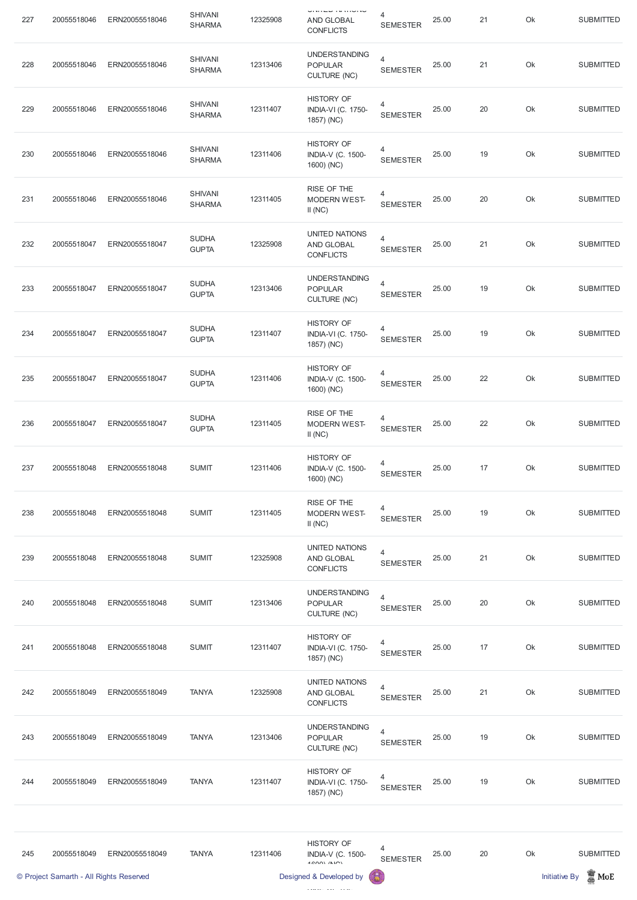| 227 | 20055518046 | ERN20055518046 | SHIVANI SHARMA | 12325908 | UNITED NATIONS AND GLOBAL CONFLICTS | 4 SEMESTER | 25.00 | 21 | Ok | SUBMITTED |
|---|---|---|---|---|---|---|---|---|---|---|
| 228 | 20055518046 | ERN20055518046 | SHIVANI SHARMA | 12313406 | UNDERSTANDING POPULAR CULTURE (NC) | 4 SEMESTER | 25.00 | 21 | Ok | SUBMITTED |
| 229 | 20055518046 | ERN20055518046 | SHIVANI SHARMA | 12311407 | HISTORY OF INDIA-VI (C. 1750-1857) (NC) | 4 SEMESTER | 25.00 | 20 | Ok | SUBMITTED |
| 230 | 20055518046 | ERN20055518046 | SHIVANI SHARMA | 12311406 | HISTORY OF INDIA-V (C. 1500-1600) (NC) | 4 SEMESTER | 25.00 | 19 | Ok | SUBMITTED |
| 231 | 20055518046 | ERN20055518046 | SHIVANI SHARMA | 12311405 | RISE OF THE MODERN WEST-II (NC) | 4 SEMESTER | 25.00 | 20 | Ok | SUBMITTED |
| 232 | 20055518047 | ERN20055518047 | SUDHA GUPTA | 12325908 | UNITED NATIONS AND GLOBAL CONFLICTS | 4 SEMESTER | 25.00 | 21 | Ok | SUBMITTED |
| 233 | 20055518047 | ERN20055518047 | SUDHA GUPTA | 12313406 | UNDERSTANDING POPULAR CULTURE (NC) | 4 SEMESTER | 25.00 | 19 | Ok | SUBMITTED |
| 234 | 20055518047 | ERN20055518047 | SUDHA GUPTA | 12311407 | HISTORY OF INDIA-VI (C. 1750-1857) (NC) | 4 SEMESTER | 25.00 | 19 | Ok | SUBMITTED |
| 235 | 20055518047 | ERN20055518047 | SUDHA GUPTA | 12311406 | HISTORY OF INDIA-V (C. 1500-1600) (NC) | 4 SEMESTER | 25.00 | 22 | Ok | SUBMITTED |
| 236 | 20055518047 | ERN20055518047 | SUDHA GUPTA | 12311405 | RISE OF THE MODERN WEST-II (NC) | 4 SEMESTER | 25.00 | 22 | Ok | SUBMITTED |
| 237 | 20055518048 | ERN20055518048 | SUMIT | 12311406 | HISTORY OF INDIA-V (C. 1500-1600) (NC) | 4 SEMESTER | 25.00 | 17 | Ok | SUBMITTED |
| 238 | 20055518048 | ERN20055518048 | SUMIT | 12311405 | RISE OF THE MODERN WEST-II (NC) | 4 SEMESTER | 25.00 | 19 | Ok | SUBMITTED |
| 239 | 20055518048 | ERN20055518048 | SUMIT | 12325908 | UNITED NATIONS AND GLOBAL CONFLICTS | 4 SEMESTER | 25.00 | 21 | Ok | SUBMITTED |
| 240 | 20055518048 | ERN20055518048 | SUMIT | 12313406 | UNDERSTANDING POPULAR CULTURE (NC) | 4 SEMESTER | 25.00 | 20 | Ok | SUBMITTED |
| 241 | 20055518048 | ERN20055518048 | SUMIT | 12311407 | HISTORY OF INDIA-VI (C. 1750-1857) (NC) | 4 SEMESTER | 25.00 | 17 | Ok | SUBMITTED |
| 242 | 20055518049 | ERN20055518049 | TANYA | 12325908 | UNITED NATIONS AND GLOBAL CONFLICTS | 4 SEMESTER | 25.00 | 21 | Ok | SUBMITTED |
| 243 | 20055518049 | ERN20055518049 | TANYA | 12313406 | UNDERSTANDING POPULAR CULTURE (NC) | 4 SEMESTER | 25.00 | 19 | Ok | SUBMITTED |
| 244 | 20055518049 | ERN20055518049 | TANYA | 12311407 | HISTORY OF INDIA-VI (C. 1750-1857) (NC) | 4 SEMESTER | 25.00 | 19 | Ok | SUBMITTED |
| 245 | 20055518049 | ERN20055518049 | TANYA | 12311406 | HISTORY OF INDIA-V (C. 1500-1600) (NC) | 4 SEMESTER | 25.00 | 20 | Ok | SUBMITTED |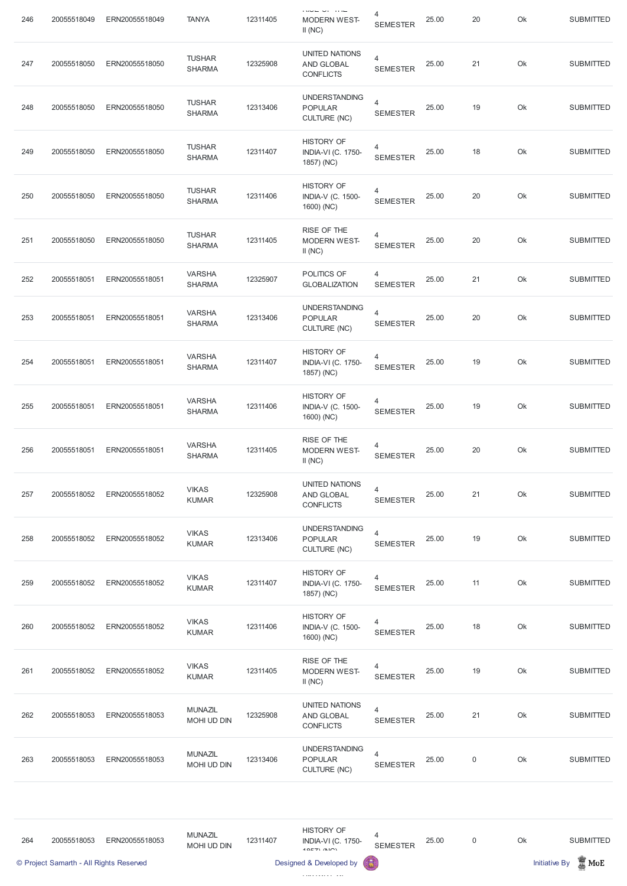| 246 | 20055518049 | ERN20055518049 | TANYA | 12311405 | RISE OF THE MODERN WEST-II (NC) | 4 SEMESTER | 25.00 | 20 | Ok | SUBMITTED |
|---|---|---|---|---|---|---|---|---|---|---|
| 247 | 20055518050 | ERN20055518050 | TUSHAR SHARMA | 12325908 | UNITED NATIONS AND GLOBAL CONFLICTS | 4 SEMESTER | 25.00 | 21 | Ok | SUBMITTED |
| 248 | 20055518050 | ERN20055518050 | TUSHAR SHARMA | 12313406 | UNDERSTANDING POPULAR CULTURE (NC) | 4 SEMESTER | 25.00 | 19 | Ok | SUBMITTED |
| 249 | 20055518050 | ERN20055518050 | TUSHAR SHARMA | 12311407 | HISTORY OF INDIA-VI (C. 1750-1857) (NC) | 4 SEMESTER | 25.00 | 18 | Ok | SUBMITTED |
| 250 | 20055518050 | ERN20055518050 | TUSHAR SHARMA | 12311406 | HISTORY OF INDIA-V (C. 1500-1600) (NC) | 4 SEMESTER | 25.00 | 20 | Ok | SUBMITTED |
| 251 | 20055518050 | ERN20055518050 | TUSHAR SHARMA | 12311405 | RISE OF THE MODERN WEST-II (NC) | 4 SEMESTER | 25.00 | 20 | Ok | SUBMITTED |
| 252 | 20055518051 | ERN20055518051 | VARSHA SHARMA | 12325907 | POLITICS OF GLOBALIZATION | 4 SEMESTER | 25.00 | 21 | Ok | SUBMITTED |
| 253 | 20055518051 | ERN20055518051 | VARSHA SHARMA | 12313406 | UNDERSTANDING POPULAR CULTURE (NC) | 4 SEMESTER | 25.00 | 20 | Ok | SUBMITTED |
| 254 | 20055518051 | ERN20055518051 | VARSHA SHARMA | 12311407 | HISTORY OF INDIA-VI (C. 1750-1857) (NC) | 4 SEMESTER | 25.00 | 19 | Ok | SUBMITTED |
| 255 | 20055518051 | ERN20055518051 | VARSHA SHARMA | 12311406 | HISTORY OF INDIA-V (C. 1500-1600) (NC) | 4 SEMESTER | 25.00 | 19 | Ok | SUBMITTED |
| 256 | 20055518051 | ERN20055518051 | VARSHA SHARMA | 12311405 | RISE OF THE MODERN WEST-II (NC) | 4 SEMESTER | 25.00 | 20 | Ok | SUBMITTED |
| 257 | 20055518052 | ERN20055518052 | VIKAS KUMAR | 12325908 | UNITED NATIONS AND GLOBAL CONFLICTS | 4 SEMESTER | 25.00 | 21 | Ok | SUBMITTED |
| 258 | 20055518052 | ERN20055518052 | VIKAS KUMAR | 12313406 | UNDERSTANDING POPULAR CULTURE (NC) | 4 SEMESTER | 25.00 | 19 | Ok | SUBMITTED |
| 259 | 20055518052 | ERN20055518052 | VIKAS KUMAR | 12311407 | HISTORY OF INDIA-VI (C. 1750-1857) (NC) | 4 SEMESTER | 25.00 | 11 | Ok | SUBMITTED |
| 260 | 20055518052 | ERN20055518052 | VIKAS KUMAR | 12311406 | HISTORY OF INDIA-V (C. 1500-1600) (NC) | 4 SEMESTER | 25.00 | 18 | Ok | SUBMITTED |
| 261 | 20055518052 | ERN20055518052 | VIKAS KUMAR | 12311405 | RISE OF THE MODERN WEST-II (NC) | 4 SEMESTER | 25.00 | 19 | Ok | SUBMITTED |
| 262 | 20055518053 | ERN20055518053 | MUNAZIL MOHI UD DIN | 12325908 | UNITED NATIONS AND GLOBAL CONFLICTS | 4 SEMESTER | 25.00 | 21 | Ok | SUBMITTED |
| 263 | 20055518053 | ERN20055518053 | MUNAZIL MOHI UD DIN | 12313406 | UNDERSTANDING POPULAR CULTURE (NC) | 4 SEMESTER | 25.00 | 0 | Ok | SUBMITTED |
| 264 | 20055518053 | ERN20055518053 | MUNAZIL MOHI UD DIN | 12311407 | HISTORY OF INDIA-VI (C. 1750-1857) (NC) | 4 SEMESTER | 25.00 | 0 | Ok | SUBMITTED |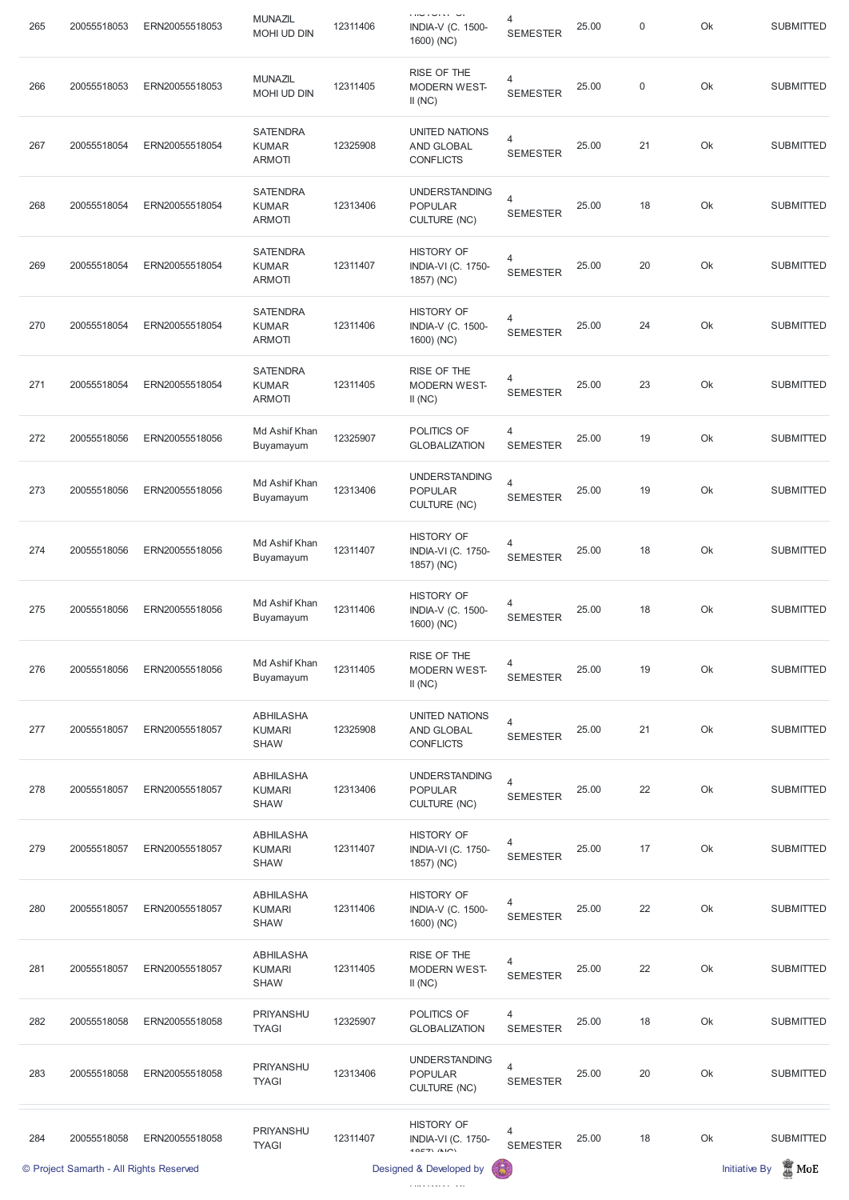| 265 | 20055518053 | ERN20055518053 | MUNAZIL MOHI UD DIN | 12311406 | HISTORY OF INDIA-V (C. 1500-1600) (NC) | 4 SEMESTER | 25.00 | 0 | Ok | SUBMITTED |
|---|---|---|---|---|---|---|---|---|---|---|
| 266 | 20055518053 | ERN20055518053 | MUNAZIL MOHI UD DIN | 12311405 | RISE OF THE MODERN WEST-II (NC) | 4 SEMESTER | 25.00 | 0 | Ok | SUBMITTED |
| 267 | 20055518054 | ERN20055518054 | SATENDRA KUMAR ARMOTI | 12325908 | UNITED NATIONS AND GLOBAL CONFLICTS | 4 SEMESTER | 25.00 | 21 | Ok | SUBMITTED |
| 268 | 20055518054 | ERN20055518054 | SATENDRA KUMAR ARMOTI | 12313406 | UNDERSTANDING POPULAR CULTURE (NC) | 4 SEMESTER | 25.00 | 18 | Ok | SUBMITTED |
| 269 | 20055518054 | ERN20055518054 | SATENDRA KUMAR ARMOTI | 12311407 | HISTORY OF INDIA-VI (C. 1750-1857) (NC) | 4 SEMESTER | 25.00 | 20 | Ok | SUBMITTED |
| 270 | 20055518054 | ERN20055518054 | SATENDRA KUMAR ARMOTI | 12311406 | HISTORY OF INDIA-V (C. 1500-1600) (NC) | 4 SEMESTER | 25.00 | 24 | Ok | SUBMITTED |
| 271 | 20055518054 | ERN20055518054 | SATENDRA KUMAR ARMOTI | 12311405 | RISE OF THE MODERN WEST-II (NC) | 4 SEMESTER | 25.00 | 23 | Ok | SUBMITTED |
| 272 | 20055518056 | ERN20055518056 | Md Ashif Khan Buyamayum | 12325907 | POLITICS OF GLOBALIZATION | 4 SEMESTER | 25.00 | 19 | Ok | SUBMITTED |
| 273 | 20055518056 | ERN20055518056 | Md Ashif Khan Buyamayum | 12313406 | UNDERSTANDING POPULAR CULTURE (NC) | 4 SEMESTER | 25.00 | 19 | Ok | SUBMITTED |
| 274 | 20055518056 | ERN20055518056 | Md Ashif Khan Buyamayum | 12311407 | HISTORY OF INDIA-VI (C. 1750-1857) (NC) | 4 SEMESTER | 25.00 | 18 | Ok | SUBMITTED |
| 275 | 20055518056 | ERN20055518056 | Md Ashif Khan Buyamayum | 12311406 | HISTORY OF INDIA-V (C. 1500-1600) (NC) | 4 SEMESTER | 25.00 | 18 | Ok | SUBMITTED |
| 276 | 20055518056 | ERN20055518056 | Md Ashif Khan Buyamayum | 12311405 | RISE OF THE MODERN WEST-II (NC) | 4 SEMESTER | 25.00 | 19 | Ok | SUBMITTED |
| 277 | 20055518057 | ERN20055518057 | ABHILASHA KUMARI SHAW | 12325908 | UNITED NATIONS AND GLOBAL CONFLICTS | 4 SEMESTER | 25.00 | 21 | Ok | SUBMITTED |
| 278 | 20055518057 | ERN20055518057 | ABHILASHA KUMARI SHAW | 12313406 | UNDERSTANDING POPULAR CULTURE (NC) | 4 SEMESTER | 25.00 | 22 | Ok | SUBMITTED |
| 279 | 20055518057 | ERN20055518057 | ABHILASHA KUMARI SHAW | 12311407 | HISTORY OF INDIA-VI (C. 1750-1857) (NC) | 4 SEMESTER | 25.00 | 17 | Ok | SUBMITTED |
| 280 | 20055518057 | ERN20055518057 | ABHILASHA KUMARI SHAW | 12311406 | HISTORY OF INDIA-V (C. 1500-1600) (NC) | 4 SEMESTER | 25.00 | 22 | Ok | SUBMITTED |
| 281 | 20055518057 | ERN20055518057 | ABHILASHA KUMARI SHAW | 12311405 | RISE OF THE MODERN WEST-II (NC) | 4 SEMESTER | 25.00 | 22 | Ok | SUBMITTED |
| 282 | 20055518058 | ERN20055518058 | PRIYANSHU TYAGI | 12325907 | POLITICS OF GLOBALIZATION | 4 SEMESTER | 25.00 | 18 | Ok | SUBMITTED |
| 283 | 20055518058 | ERN20055518058 | PRIYANSHU TYAGI | 12313406 | UNDERSTANDING POPULAR CULTURE (NC) | 4 SEMESTER | 25.00 | 20 | Ok | SUBMITTED |
| 284 | 20055518058 | ERN20055518058 | PRIYANSHU TYAGI | 12311407 | HISTORY OF INDIA-VI (C. 1750-1857) (NC) | 4 SEMESTER | 25.00 | 18 | Ok | SUBMITTED |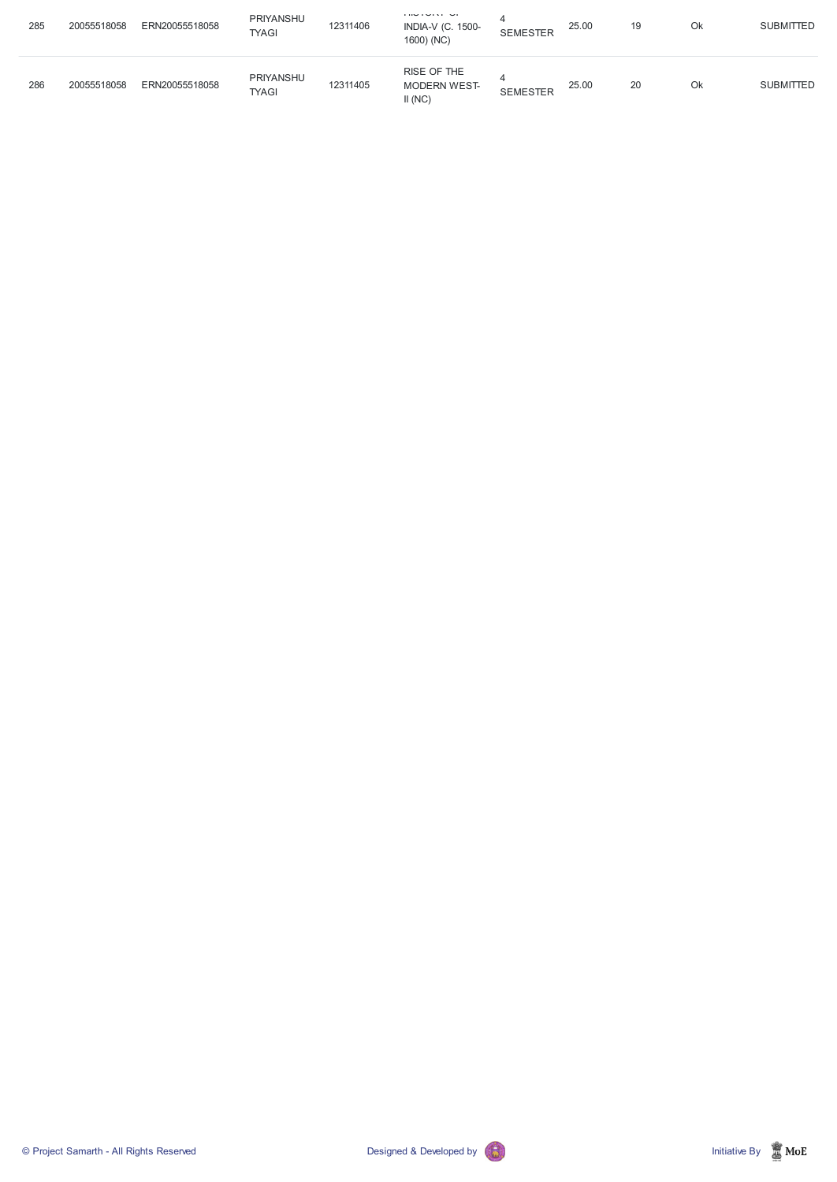| | | | | | | | | | | |
|---|---|---|---|---|---|---|---|---|---|---|
| 285 | 20055518058 | ERN20055518058 | PRIYANSHU TYAGI | 12311406 | HISTORY OF INDIA-V (C. 1500-1600) (NC) | 4 SEMESTER | 25.00 | 19 | Ok | SUBMITTED |
| 286 | 20055518058 | ERN20055518058 | PRIYANSHU TYAGI | 12311405 | RISE OF THE MODERN WEST-II (NC) | 4 SEMESTER | 25.00 | 20 | Ok | SUBMITTED |

© Project Samarth - All Rights Reserved    Designed & Developed by    Initiative By MoE